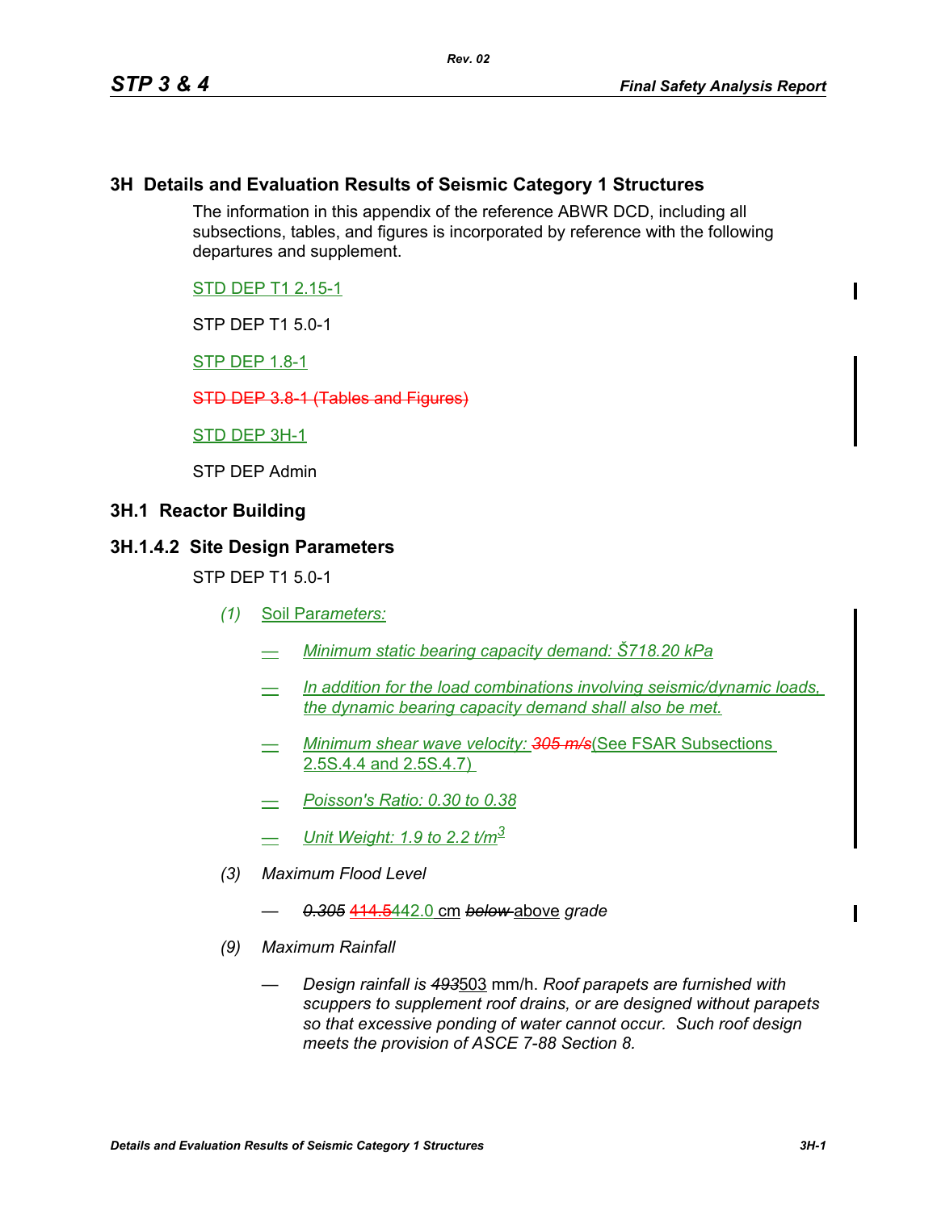## 3H Details and Evaluation Results of Seismic Category 1 Structures

The information in this appendix of the reference ABWR DCD, including all subsections, tables, and figures is incorporated by reference with the following departures and supplement.

STD DEP T1 2.15-1

STP DEP T1 5.0-1

STP DEP 1.8-1

~~STD DEP 3.8-1 (Tables and Figures)~~

STD DEP 3H-1

STP DEP Admin

## 3H.1 Reactor Building

### 3H.1.4.2 Site Design Parameters

STP DEP T1 5.0-1

*(1)* Soil Par*ameters:*

- *Minimum static bearing capacity demand: Š718.20 kPa*
- *In addition for the load combinations involving seismic/dynamic loads, the dynamic bearing capacity demand shall also be met.*
- *Minimum shear wave velocity:* ~~*305 m/s*~~(See FSAR Subsections 2.5S.4.4 and 2.5S.4.7)
- *Poisson's Ratio: 0.30 to 0.38*
- *Unit Weight: 1.9 to 2.2 t/m*$^3$

*(3)* *Maximum Flood Level*

- ~~*0.305*~~ ~~414.5~~442.0 cm ~~*below*~~ above *grade*

*(9)* *Maximum Rainfall*

- *Design rainfall is* ~~*493*~~503 mm/h. *Roof parapets are furnished with scuppers to supplement roof drains, or are designed without parapets so that excessive ponding of water cannot occur. Such roof design meets the provision of ASCE 7-88 Section 8.*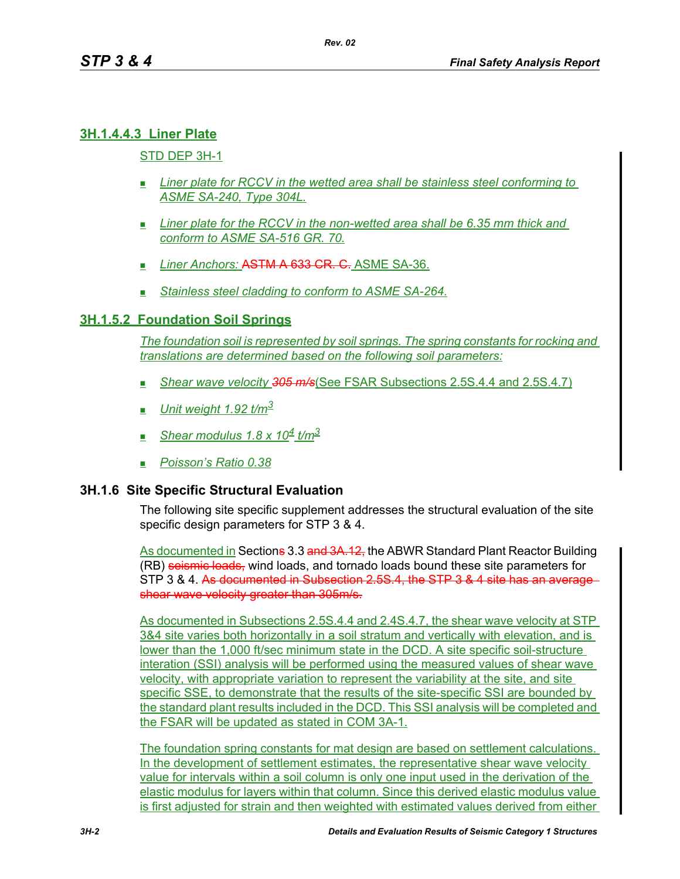### 3H.1.4.4.3 Liner Plate

STD DEP 3H-1

- *Liner plate for RCCV in the wetted area shall be stainless steel conforming to ASME SA-240, Type 304L.*
- *Liner plate for the RCCV in the non-wetted area shall be 6.35 mm thick and conform to ASME SA-516 GR. 70.*
- *Liner Anchors:* ~~ASTM A 633 CR. C.~~ ASME SA-36.
- *Stainless steel cladding to conform to ASME SA-264.*

### 3H.1.5.2 Foundation Soil Springs

*The foundation soil is represented by soil springs. The spring constants for rocking and translations are determined based on the following soil parameters:*

- *Shear wave velocity* ~~*305 m/s*~~(See FSAR Subsections 2.5S.4.4 and 2.5S.4.7)
- *Unit weight 1.92 t/m*$^3$
- *Shear modulus 1.8 x 10*$^4$ *t/m*$^3$
- *Poisson's Ratio 0.38*

## 3H.1.6 Site Specific Structural Evaluation

The following site specific supplement addresses the structural evaluation of the site specific design parameters for STP 3 & 4.

As documented in Section~~s~~ 3.3 ~~and 3A.12,~~ the ABWR Standard Plant Reactor Building (RB) ~~seismic loads,~~ wind loads, and tornado loads bound these site parameters for STP 3 & 4. ~~As documented in Subsection 2.5S.4, the STP 3 & 4 site has an average shear wave velocity greater than 305m/s.~~

As documented in Subsections 2.5S.4.4 and 2.4S.4.7, the shear wave velocity at STP 3&4 site varies both horizontally in a soil stratum and vertically with elevation, and is lower than the 1,000 ft/sec minimum state in the DCD. A site specific soil-structure interation (SSI) analysis will be performed using the measured values of shear wave velocity, with appropriate variation to represent the variability at the site, and site specific SSE, to demonstrate that the results of the site-specific SSI are bounded by the standard plant results included in the DCD. This SSI analysis will be completed and the FSAR will be updated as stated in COM 3A-1.

The foundation spring constants for mat design are based on settlement calculations. In the development of settlement estimates, the representative shear wave velocity value for intervals within a soil column is only one input used in the derivation of the elastic modulus for layers within that column. Since this derived elastic modulus value is first adjusted for strain and then weighted with estimated values derived from either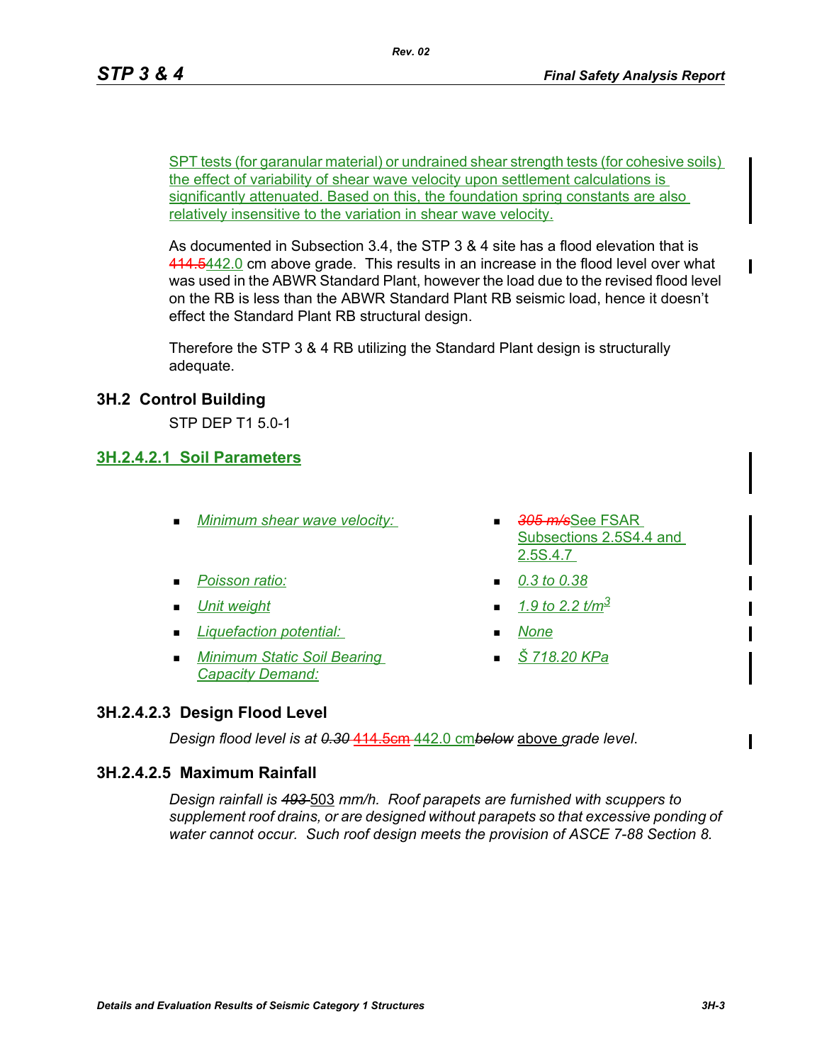SPT tests (for garanular material) or undrained shear strength tests (for cohesive soils) the effect of variability of shear wave velocity upon settlement calculations is significantly attenuated. Based on this, the foundation spring constants are also relatively insensitive to the variation in shear wave velocity.

As documented in Subsection 3.4, the STP 3 & 4 site has a flood elevation that is ~~414.5~~442.0 cm above grade. This results in an increase in the flood level over what was used in the ABWR Standard Plant, however the load due to the revised flood level on the RB is less than the ABWR Standard Plant RB seismic load, hence it doesn't effect the Standard Plant RB structural design.

Therefore the STP 3 & 4 RB utilizing the Standard Plant design is structurally adequate.

## 3H.2 Control Building

STP DEP T1 5.0-1

### 3H.2.4.2.1 Soil Parameters

- *Minimum shear wave velocity:* — ~~*305 m/s*~~See FSAR Subsections 2.5S4.4 and 2.5S.4.7
- *Poisson ratio:* — *0.3 to 0.38*
- *Unit weight* — *1.9 to 2.2 t/m$^3$*
- *Liquefaction potential:* — *None*
- *Minimum Static Soil Bearing Capacity Demand:* — *Š 718.20 KPa*

### 3H.2.4.2.3 Design Flood Level

*Design flood level is at ~~0.30~~ ~~414.5cm~~ 442.0 cm~~below~~ above grade level.*

### 3H.2.4.2.5 Maximum Rainfall

*Design rainfall is ~~493~~ 503 mm/h. Roof parapets are furnished with scuppers to supplement roof drains, or are designed without parapets so that excessive ponding of water cannot occur. Such roof design meets the provision of ASCE 7-88 Section 8.*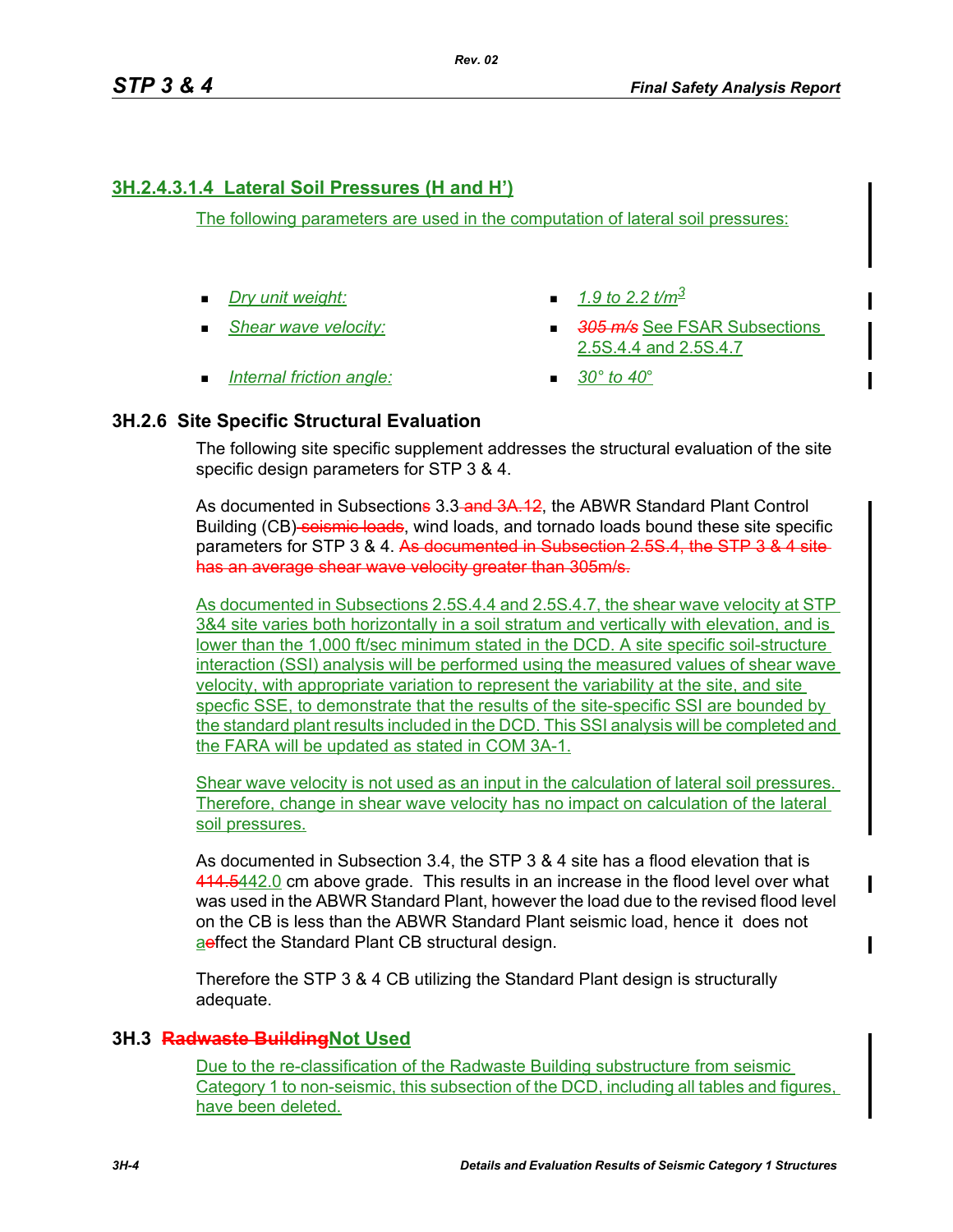## 3H.2.4.3.1.4 Lateral Soil Pressures (H and H')

The following parameters are used in the computation of lateral soil pressures:

- *Dry unit weight:* — *1.9 to 2.2 t/m$^3$*
- *Shear wave velocity:* — ~~*305 m/s*~~ See FSAR Subsections 2.5S.4.4 and 2.5S.4.7
- *Internal friction angle:* — *30° to 40°*

## 3H.2.6 Site Specific Structural Evaluation

The following site specific supplement addresses the structural evaluation of the site specific design parameters for STP 3 & 4.

As documented in Subsection~~s~~ 3.3 ~~and 3A.12~~, the ABWR Standard Plant Control Building (CB) ~~seismic loads~~, wind loads, and tornado loads bound these site specific parameters for STP 3 & 4. ~~As documented in Subsection 2.5S.4, the STP 3 & 4 site has an average shear wave velocity greater than 305m/s.~~

As documented in Subsections 2.5S.4.4 and 2.5S.4.7, the shear wave velocity at STP 3&4 site varies both horizontally in a soil stratum and vertically with elevation, and is lower than the 1,000 ft/sec minimum stated in the DCD. A site specific soil-structure interaction (SSI) analysis will be performed using the measured values of shear wave velocity, with appropriate variation to represent the variability at the site, and site specfic SSE, to demonstrate that the results of the site-specific SSI are bounded by the standard plant results included in the DCD. This SSI analysis will be completed and the FARA will be updated as stated in COM 3A-1.

Shear wave velocity is not used as an input in the calculation of lateral soil pressures. Therefore, change in shear wave velocity has no impact on calculation of the lateral soil pressures.

As documented in Subsection 3.4, the STP 3 & 4 site has a flood elevation that is ~~414.5~~442.0 cm above grade. This results in an increase in the flood level over what was used in the ABWR Standard Plant, however the load due to the revised flood level on the CB is less than the ABWR Standard Plant seismic load, hence it does not a~~e~~ffect the Standard Plant CB structural design.

Therefore the STP 3 & 4 CB utilizing the Standard Plant design is structurally adequate.

## 3H.3 ~~Radwaste Building~~Not Used

Due to the re-classification of the Radwaste Building substructure from seismic Category 1 to non-seismic, this subsection of the DCD, including all tables and figures, have been deleted.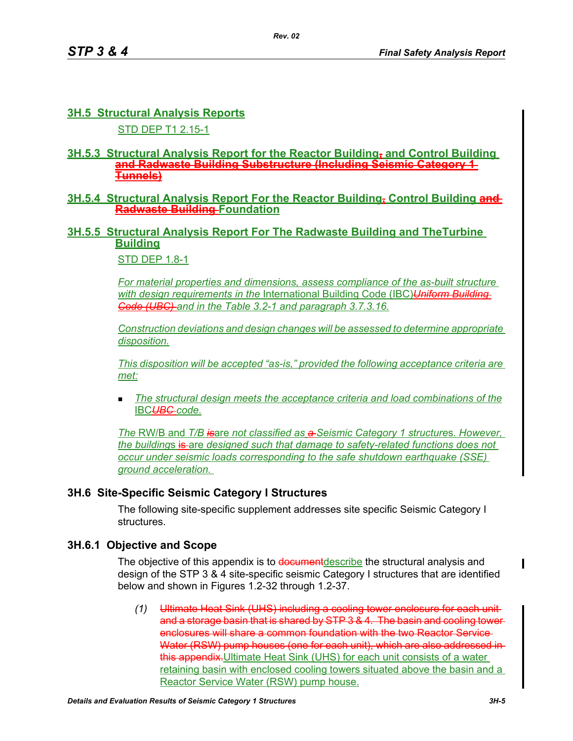## 3H.5 Structural Analysis Reports

STD DEP T1 2.15-1

### 3H.5.3 Structural Analysis Report for the Reactor Building, and Control Building and Radwaste Building Substructure (Including Seismic Category 1 Tunnels)

### 3H.5.4 Structural Analysis Report For the Reactor Building, Control Building and Radwaste Building Foundation

### 3H.5.5 Structural Analysis Report For The Radwaste Building and TheTurbine Building

STD DEP 1.8-1

*For material properties and dimensions, assess compliance of the as-built structure with design requirements in the* International Building Code (IBC)*Uniform Building Code (UBC) and in the Table 3.2-1 and paragraph 3.7.3.16.*

*Construction deviations and design changes will be assessed to determine appropriate disposition.*

*This disposition will be accepted "as-is," provided the following acceptance criteria are met:*

- *The structural design meets the acceptance criteria and load combinations of the* IBC*UBC code.*

*The* RW/B and *T/B is*are *not classified as a Seismic Category 1 structures. However, the buildings* is are *designed such that damage to safety-related functions does not occur under seismic loads corresponding to the safe shutdown earthquake (SSE) ground acceleration.*

## 3H.6 Site-Specific Seismic Category I Structures

The following site-specific supplement addresses site specific Seismic Category I structures.

### 3H.6.1 Objective and Scope

The objective of this appendix is to documentdescribe the structural analysis and design of the STP 3 & 4 site-specific seismic Category I structures that are identified below and shown in Figures 1.2-32 through 1.2-37.

*(1)* Ultimate Heat Sink (UHS) including a cooling tower enclosure for each unit and a storage basin that is shared by STP 3 & 4. The basin and cooling tower enclosures will share a common foundation with the two Reactor Service Water (RSW) pump houses (one for each unit), which are also addressed in this appendix.Ultimate Heat Sink (UHS) for each unit consists of a water retaining basin with enclosed cooling towers situated above the basin and a Reactor Service Water (RSW) pump house.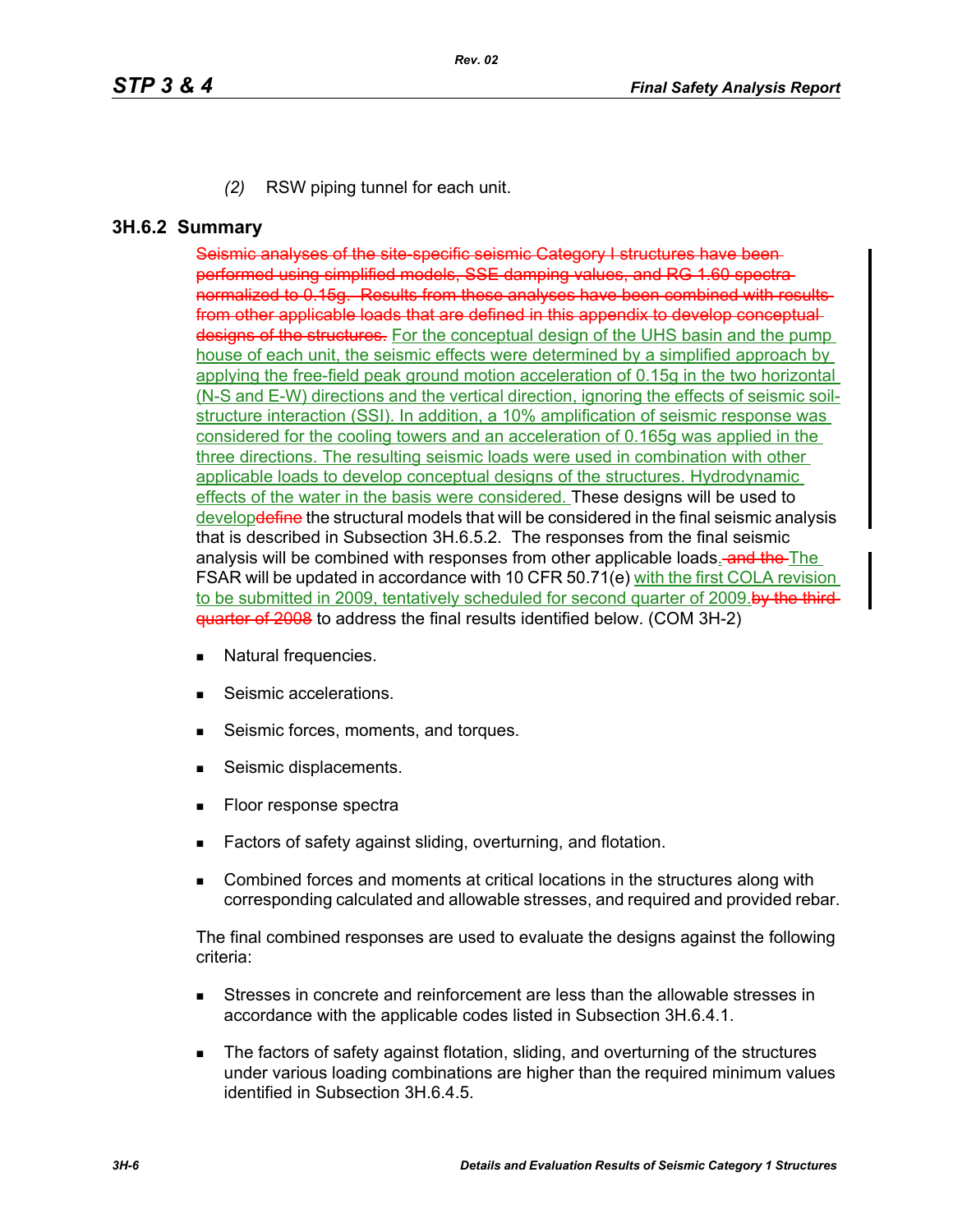*(2)* RSW piping tunnel for each unit.

### 3H.6.2 Summary

~~Seismic analyses of the site-specific seismic Category I structures have been performed using simplified models, SSE damping values, and RG 1.60 spectra normalized to 0.15g. Results from these analyses have been combined with results from other applicable loads that are defined in this appendix to develop conceptual designs of the structures.~~ For the conceptual design of the UHS basin and the pump house of each unit, the seismic effects were determined by a simplified approach by applying the free-field peak ground motion acceleration of 0.15g in the two horizontal (N-S and E-W) directions and the vertical direction, ignoring the effects of seismic soil-structure interaction (SSI). In addition, a 10% amplification of seismic response was considered for the cooling towers and an acceleration of 0.165g was applied in the three directions. The resulting seismic loads were used in combination with other applicable loads to develop conceptual designs of the structures. Hydrodynamic effects of the water in the basis were considered. These designs will be used to develop~~define~~ the structural models that will be considered in the final seismic analysis that is described in Subsection 3H.6.5.2. The responses from the final seismic analysis will be combined with responses from other applicable loads. ~~and the~~ The FSAR will be updated in accordance with 10 CFR 50.71(e) with the first COLA revision to be submitted in 2009, tentatively scheduled for second quarter of 2009. ~~by the third quarter of 2008~~ to address the final results identified below. (COM 3H-2)

- Natural frequencies.
- Seismic accelerations.
- Seismic forces, moments, and torques.
- Seismic displacements.
- Floor response spectra
- Factors of safety against sliding, overturning, and flotation.
- Combined forces and moments at critical locations in the structures along with corresponding calculated and allowable stresses, and required and provided rebar.

The final combined responses are used to evaluate the designs against the following criteria:

- Stresses in concrete and reinforcement are less than the allowable stresses in accordance with the applicable codes listed in Subsection 3H.6.4.1.
- The factors of safety against flotation, sliding, and overturning of the structures under various loading combinations are higher than the required minimum values identified in Subsection 3H.6.4.5.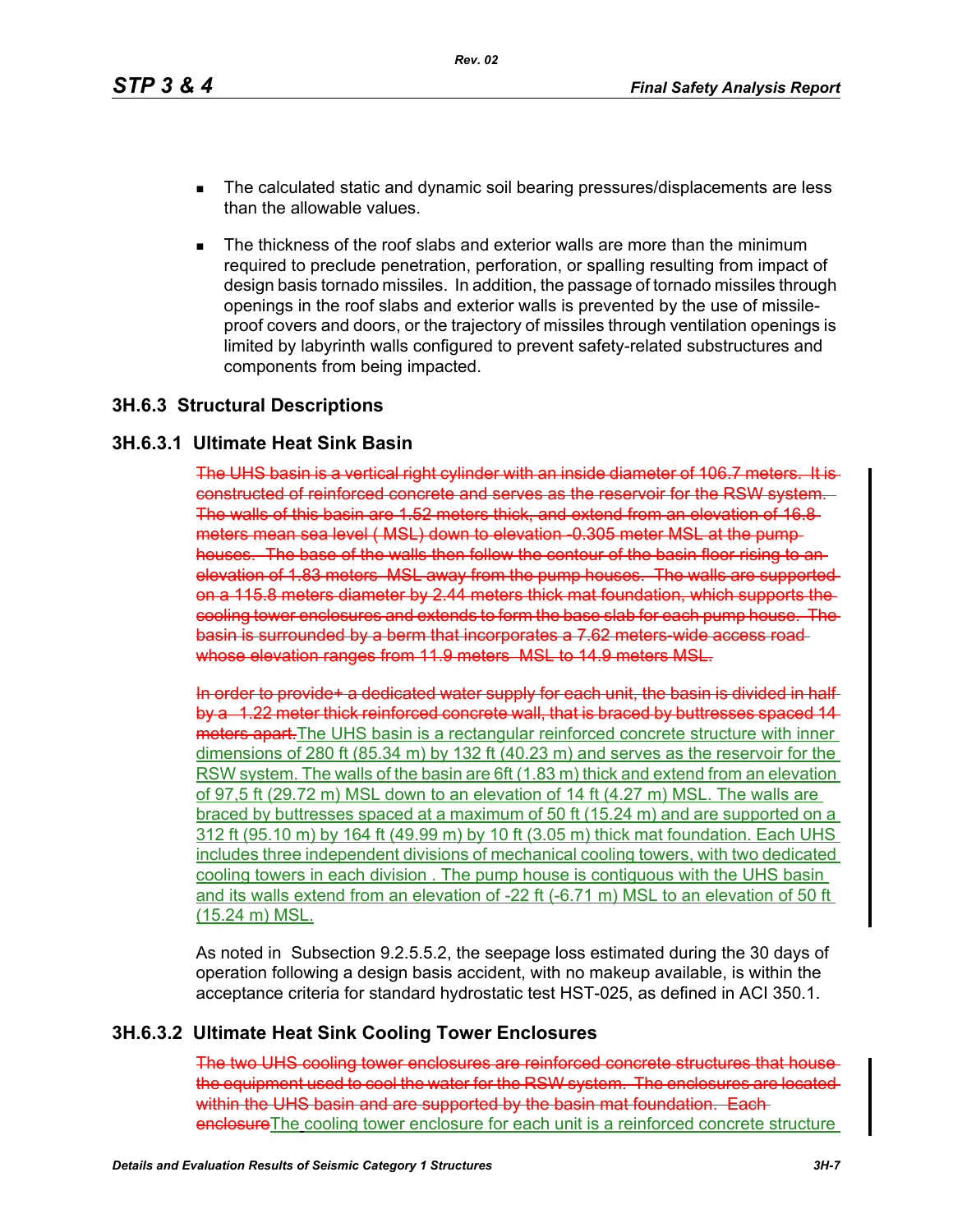- The calculated static and dynamic soil bearing pressures/displacements are less than the allowable values.

- The thickness of the roof slabs and exterior walls are more than the minimum required to preclude penetration, perforation, or spalling resulting from impact of design basis tornado missiles. In addition, the passage of tornado missiles through openings in the roof slabs and exterior walls is prevented by the use of missile-proof covers and doors, or the trajectory of missiles through ventilation openings is limited by labyrinth walls configured to prevent safety-related substructures and components from being impacted.

## 3H.6.3 Structural Descriptions

### 3H.6.3.1 Ultimate Heat Sink Basin

~~The UHS basin is a vertical right cylinder with an inside diameter of 106.7 meters. It is constructed of reinforced concrete and serves as the reservoir for the RSW system. The walls of this basin are 1.52 meters thick, and extend from an elevation of 16.8 meters mean sea level ( MSL) down to elevation -0.305 meter MSL at the pump houses. The base of the walls then follow the contour of the basin floor rising to an elevation of 1.83 meters MSL away from the pump houses. The walls are supported on a 115.8 meters diameter by 2.44 meters thick mat foundation, which supports the cooling tower enclosures and extends to form the base slab for each pump house. The basin is surrounded by a berm that incorporates a 7.62 meters-wide access road whose elevation ranges from 11.9 meters MSL to 14.9 meters MSL.~~

~~In order to provide+ a dedicated water supply for each unit, the basin is divided in half by a 1.22 meter thick reinforced concrete wall, that is braced by buttresses spaced 14 meters apart.~~The UHS basin is a rectangular reinforced concrete structure with inner dimensions of 280 ft (85.34 m) by 132 ft (40.23 m) and serves as the reservoir for the RSW system. The walls of the basin are 6ft (1.83 m) thick and extend from an elevation of 97,5 ft (29.72 m) MSL down to an elevation of 14 ft (4.27 m) MSL. The walls are braced by buttresses spaced at a maximum of 50 ft (15.24 m) and are supported on a 312 ft (95.10 m) by 164 ft (49.99 m) by 10 ft (3.05 m) thick mat foundation. Each UHS includes three independent divisions of mechanical cooling towers, with two dedicated cooling towers in each division . The pump house is contiguous with the UHS basin and its walls extend from an elevation of -22 ft (-6.71 m) MSL to an elevation of 50 ft (15.24 m) MSL.

As noted in Subsection 9.2.5.5.2, the seepage loss estimated during the 30 days of operation following a design basis accident, with no makeup available, is within the acceptance criteria for standard hydrostatic test HST-025, as defined in ACI 350.1.

### 3H.6.3.2 Ultimate Heat Sink Cooling Tower Enclosures

~~The two UHS cooling tower enclosures are reinforced concrete structures that house the equipment used to cool the water for the RSW system. The enclosures are located within the UHS basin and are supported by the basin mat foundation. Each enclosure~~The cooling tower enclosure for each unit is a reinforced concrete structure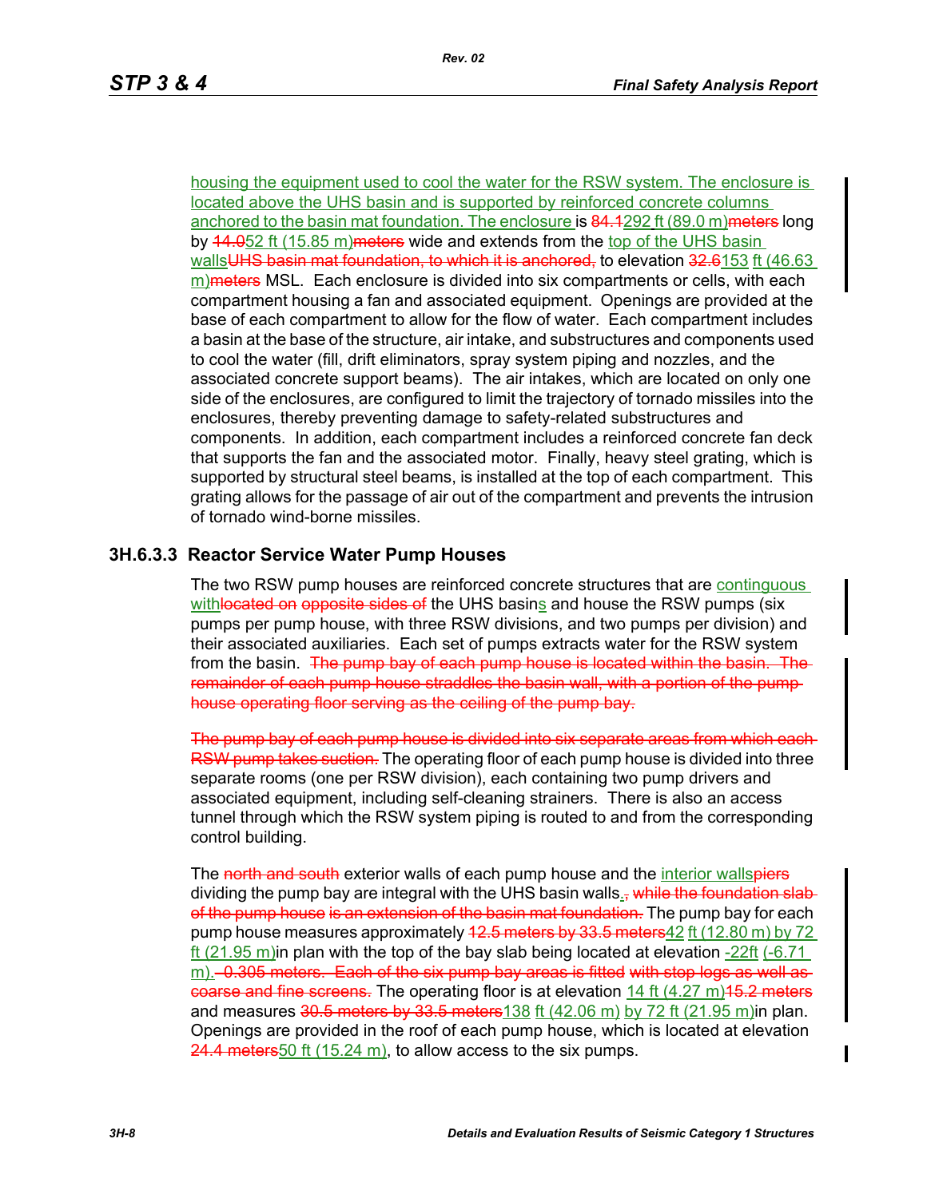housing the equipment used to cool the water for the RSW system. The enclosure is located above the UHS basin and is supported by reinforced concrete columns anchored to the basin mat foundation. The enclosure is ~~84.1~~292 ft (89.0 m)~~meters~~ long by ~~14.0~~52 ft (15.85 m)~~meters~~ wide and extends from the top of the UHS basin walls~~UHS basin mat foundation, to which it is anchored,~~ to elevation ~~32.6~~153 ft (46.63 m)~~meters~~ MSL. Each enclosure is divided into six compartments or cells, with each compartment housing a fan and associated equipment. Openings are provided at the base of each compartment to allow for the flow of water. Each compartment includes a basin at the base of the structure, air intake, and substructures and components used to cool the water (fill, drift eliminators, spray system piping and nozzles, and the associated concrete support beams). The air intakes, which are located on only one side of the enclosures, are configured to limit the trajectory of tornado missiles into the enclosures, thereby preventing damage to safety-related substructures and components. In addition, each compartment includes a reinforced concrete fan deck that supports the fan and the associated motor. Finally, heavy steel grating, which is supported by structural steel beams, is installed at the top of each compartment. This grating allows for the passage of air out of the compartment and prevents the intrusion of tornado wind-borne missiles.

### 3H.6.3.3 Reactor Service Water Pump Houses

The two RSW pump houses are reinforced concrete structures that are continguous with~~located on opposite sides of~~ the UHS basins and house the RSW pumps (six pumps per pump house, with three RSW divisions, and two pumps per division) and their associated auxiliaries. Each set of pumps extracts water for the RSW system from the basin. ~~The pump bay of each pump house is located within the basin. The remainder of each pump house straddles the basin wall, with a portion of the pump house operating floor serving as the ceiling of the pump bay.~~

~~The pump bay of each pump house is divided into six separate areas from which each RSW pump takes suction.~~ The operating floor of each pump house is divided into three separate rooms (one per RSW division), each containing two pump drivers and associated equipment, including self-cleaning strainers. There is also an access tunnel through which the RSW system piping is routed to and from the corresponding control building.

The ~~north and south~~ exterior walls of each pump house and the interior walls~~piers~~ dividing the pump bay are integral with the UHS basin walls.~~, while the foundation slab of the pump house is an extension of the basin mat foundation.~~ The pump bay for each pump house measures approximately ~~12.5 meters by 33.5 meters~~42 ft (12.80 m) by 72 ft (21.95 m)in plan with the top of the bay slab being located at elevation -22ft (-6.71 m).~~-0.305 meters. Each of the six pump bay areas is fitted with stop logs as well as coarse and fine screens.~~ The operating floor is at elevation 14 ft (4.27 m)~~15.2 meters~~ and measures ~~30.5 meters by 33.5 meters~~138 ft (42.06 m) by 72 ft (21.95 m)in plan. Openings are provided in the roof of each pump house, which is located at elevation ~~24.4 meters~~50 ft (15.24 m), to allow access to the six pumps.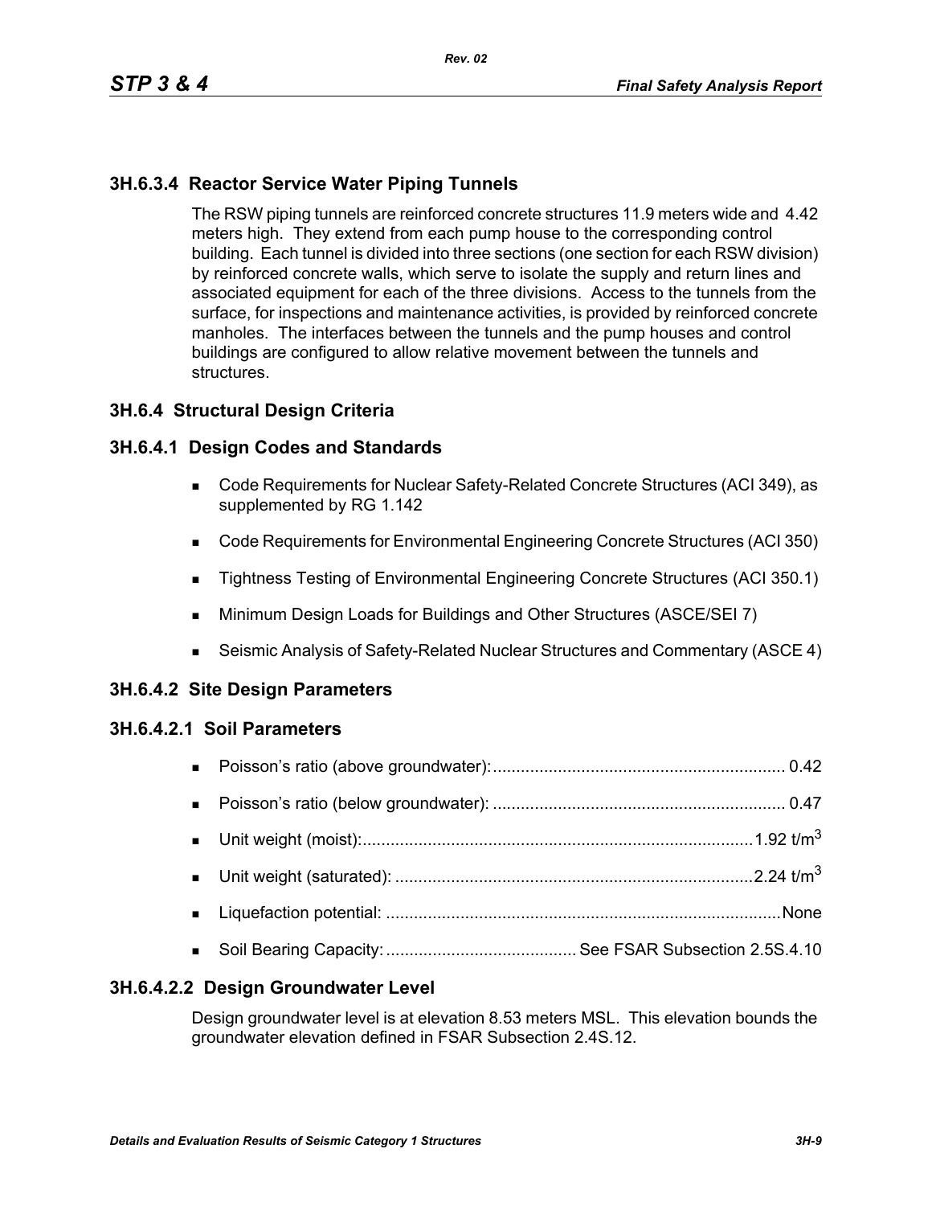### 3H.6.3.4 Reactor Service Water Piping Tunnels

The RSW piping tunnels are reinforced concrete structures 11.9 meters wide and 4.42 meters high. They extend from each pump house to the corresponding control building. Each tunnel is divided into three sections (one section for each RSW division) by reinforced concrete walls, which serve to isolate the supply and return lines and associated equipment for each of the three divisions. Access to the tunnels from the surface, for inspections and maintenance activities, is provided by reinforced concrete manholes. The interfaces between the tunnels and the pump houses and control buildings are configured to allow relative movement between the tunnels and structures.

## 3H.6.4 Structural Design Criteria

### 3H.6.4.1 Design Codes and Standards

- Code Requirements for Nuclear Safety-Related Concrete Structures (ACI 349), as supplemented by RG 1.142
- Code Requirements for Environmental Engineering Concrete Structures (ACI 350)
- Tightness Testing of Environmental Engineering Concrete Structures (ACI 350.1)
- Minimum Design Loads for Buildings and Other Structures (ASCE/SEI 7)
- Seismic Analysis of Safety-Related Nuclear Structures and Commentary (ASCE 4)

### 3H.6.4.2 Site Design Parameters

#### 3H.6.4.2.1 Soil Parameters

- Poisson's ratio (above groundwater):............................................................... 0.42
- Poisson's ratio (below groundwater): ............................................................... 0.47
- Unit weight (moist):....................................................................................1.92 t/m$^3$
- Unit weight (saturated): ............................................................................2.24 t/m$^3$
- Liquefaction potential: ....................................................................................None
- Soil Bearing Capacity: ......................................... See FSAR Subsection 2.5S.4.10

#### 3H.6.4.2.2 Design Groundwater Level

Design groundwater level is at elevation 8.53 meters MSL. This elevation bounds the groundwater elevation defined in FSAR Subsection 2.4S.12.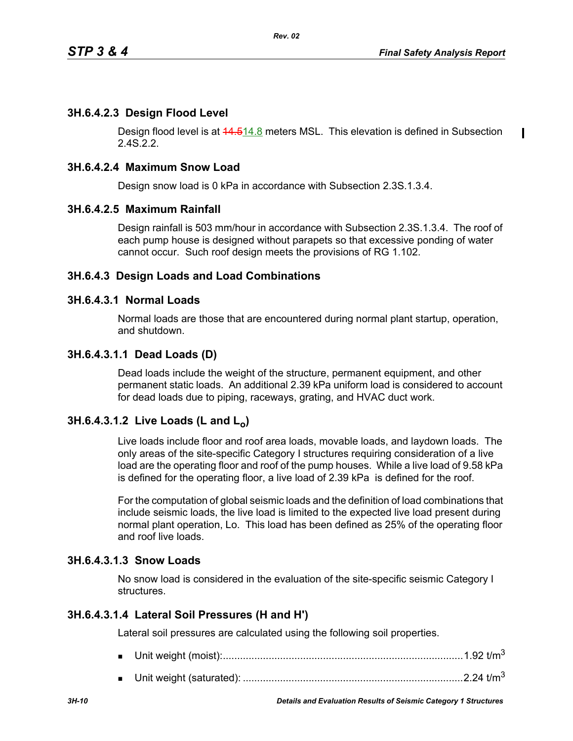### 3H.6.4.2.3 Design Flood Level

Design flood level is at ~~14.5~~14.8 meters MSL. This elevation is defined in Subsection 2.4S.2.2.

### 3H.6.4.2.4 Maximum Snow Load

Design snow load is 0 kPa in accordance with Subsection 2.3S.1.3.4.

### 3H.6.4.2.5 Maximum Rainfall

Design rainfall is 503 mm/hour in accordance with Subsection 2.3S.1.3.4. The roof of each pump house is designed without parapets so that excessive ponding of water cannot occur. Such roof design meets the provisions of RG 1.102.

### 3H.6.4.3 Design Loads and Load Combinations

### 3H.6.4.3.1 Normal Loads

Normal loads are those that are encountered during normal plant startup, operation, and shutdown.

### 3H.6.4.3.1.1 Dead Loads (D)

Dead loads include the weight of the structure, permanent equipment, and other permanent static loads. An additional 2.39 kPa uniform load is considered to account for dead loads due to piping, raceways, grating, and HVAC duct work.

### 3H.6.4.3.1.2 Live Loads (L and $L_o$)

Live loads include floor and roof area loads, movable loads, and laydown loads. The only areas of the site-specific Category I structures requiring consideration of a live load are the operating floor and roof of the pump houses. While a live load of 9.58 kPa is defined for the operating floor, a live load of 2.39 kPa is defined for the roof.

For the computation of global seismic loads and the definition of load combinations that include seismic loads, the live load is limited to the expected live load present during normal plant operation, Lo. This load has been defined as 25% of the operating floor and roof live loads.

### 3H.6.4.3.1.3 Snow Loads

No snow load is considered in the evaluation of the site-specific seismic Category I structures.

### 3H.6.4.3.1.4 Lateral Soil Pressures (H and H')

Lateral soil pressures are calculated using the following soil properties.

- Unit weight (moist):.................................................................................... 1.92 t/m$^3$
- Unit weight (saturated): ............................................................................ 2.24 t/m$^3$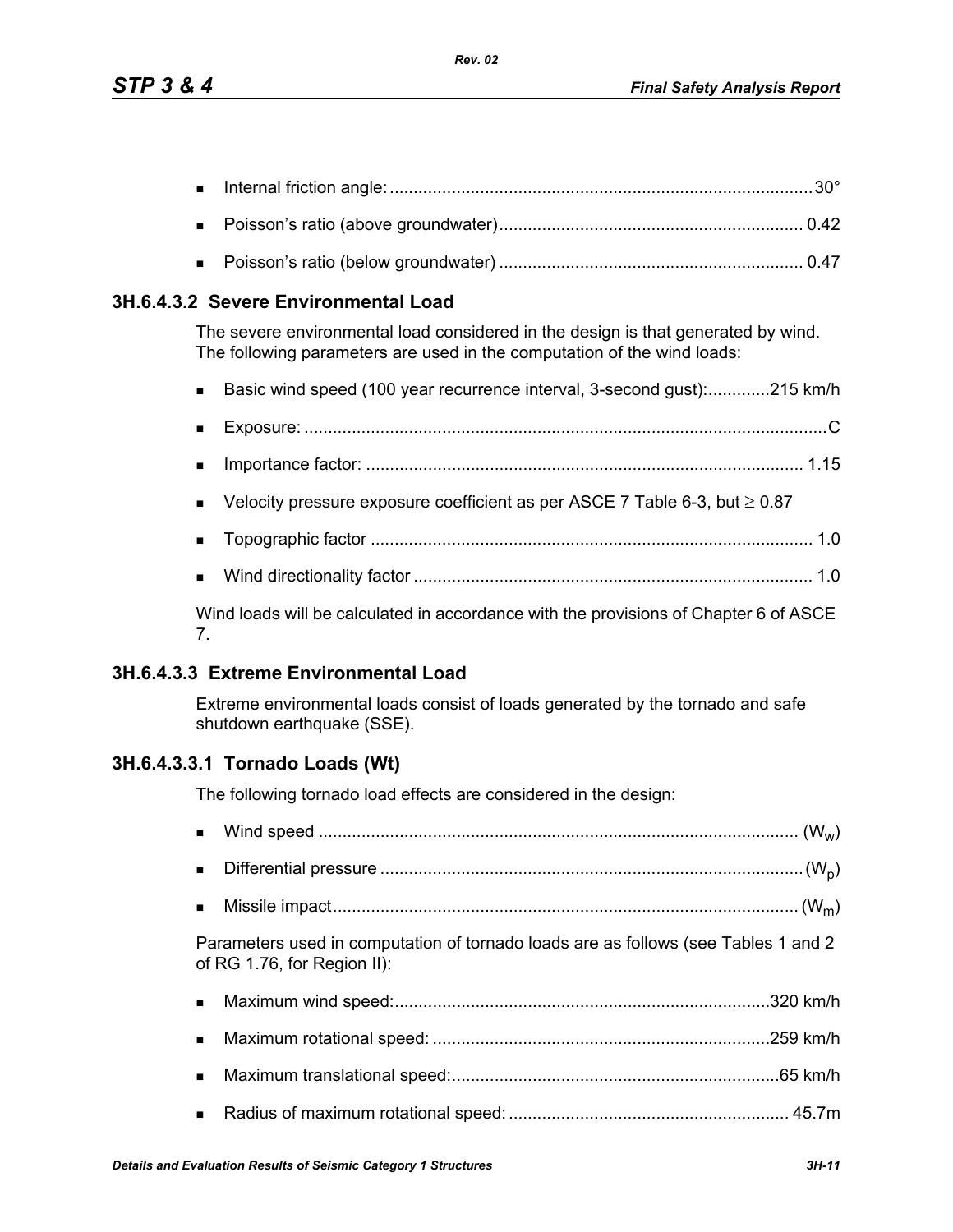- Internal friction angle: ........................................................................................30°
- Poisson's ratio (above groundwater)................................................................ 0.42
- Poisson's ratio (below groundwater) ................................................................ 0.47

### 3H.6.4.3.2 Severe Environmental Load

The severe environmental load considered in the design is that generated by wind. The following parameters are used in the computation of the wind loads:

- Basic wind speed (100 year recurrence interval, 3-second gust):.............215 km/h
- Exposure: ..............................................................................................................C
- Importance factor: ............................................................................................ 1.15
- Velocity pressure exposure coefficient as per ASCE 7 Table 6-3, but ≥ 0.87
- Topographic factor ............................................................................................ 1.0
- Wind directionality factor .................................................................................... 1.0

Wind loads will be calculated in accordance with the provisions of Chapter 6 of ASCE 7.

### 3H.6.4.3.3 Extreme Environmental Load

Extreme environmental loads consist of loads generated by the tornado and safe shutdown earthquake (SSE).

### 3H.6.4.3.3.1 Tornado Loads (Wt)

The following tornado load effects are considered in the design:

- Wind speed ..................................................................................................... ($W_w$)
- Differential pressure .........................................................................................($W_p$)
- Missile impact.................................................................................................. ($W_m$)

Parameters used in computation of tornado loads are as follows (see Tables 1 and 2 of RG 1.76, for Region II):

- Maximum wind speed:..............................................................................320 km/h
- Maximum rotational speed: .......................................................................259 km/h
- Maximum translational speed:.....................................................................65 km/h
- Radius of maximum rotational speed: ........................................................... 45.7m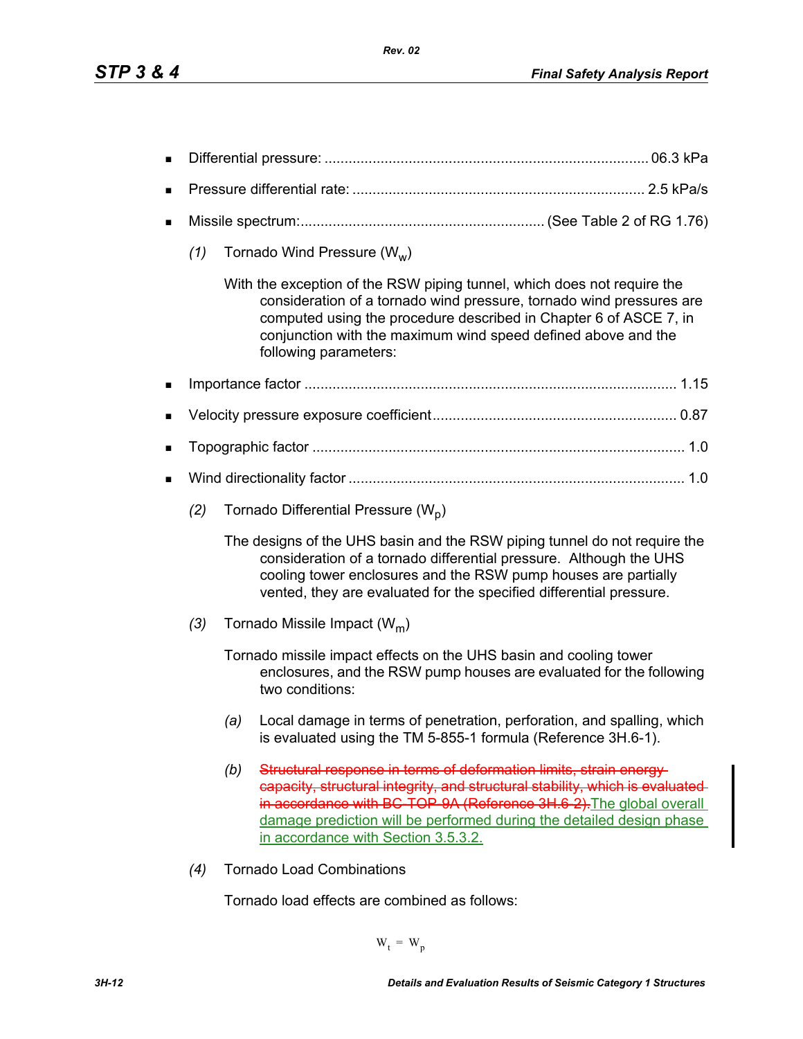- Differential pressure: ................................................................................ 06.3 kPa
- Pressure differential rate: ........................................................................ 2.5 kPa/s
- Missile spectrum:............................................................ (See Table 2 of RG 1.76)

*(1)* Tornado Wind Pressure ($W_w$)

With the exception of the RSW piping tunnel, which does not require the consideration of a tornado wind pressure, tornado wind pressures are computed using the procedure described in Chapter 6 of ASCE 7, in conjunction with the maximum wind speed defined above and the following parameters:

- Importance factor ............................................................................................ 1.15
- Velocity pressure exposure coefficient ............................................................ 0.87
- Topographic factor ............................................................................................ 1.0
- Wind directionality factor ................................................................................... 1.0

*(2)* Tornado Differential Pressure ($W_p$)

The designs of the UHS basin and the RSW piping tunnel do not require the consideration of a tornado differential pressure. Although the UHS cooling tower enclosures and the RSW pump houses are partially vented, they are evaluated for the specified differential pressure.

*(3)* Tornado Missile Impact ($W_m$)

Tornado missile impact effects on the UHS basin and cooling tower enclosures, and the RSW pump houses are evaluated for the following two conditions:

*(a)* Local damage in terms of penetration, perforation, and spalling, which is evaluated using the TM 5-855-1 formula (Reference 3H.6-1).

*(b)* ~~Structural response in terms of deformation limits, strain energy capacity, structural integrity, and structural stability, which is evaluated in accordance with BC-TOP-9A (Reference 3H.6-2).~~The global overall damage prediction will be performed during the detailed design phase in accordance with Section 3.5.3.2.

*(4)* Tornado Load Combinations

Tornado load effects are combined as follows:

$$W_t = W_p$$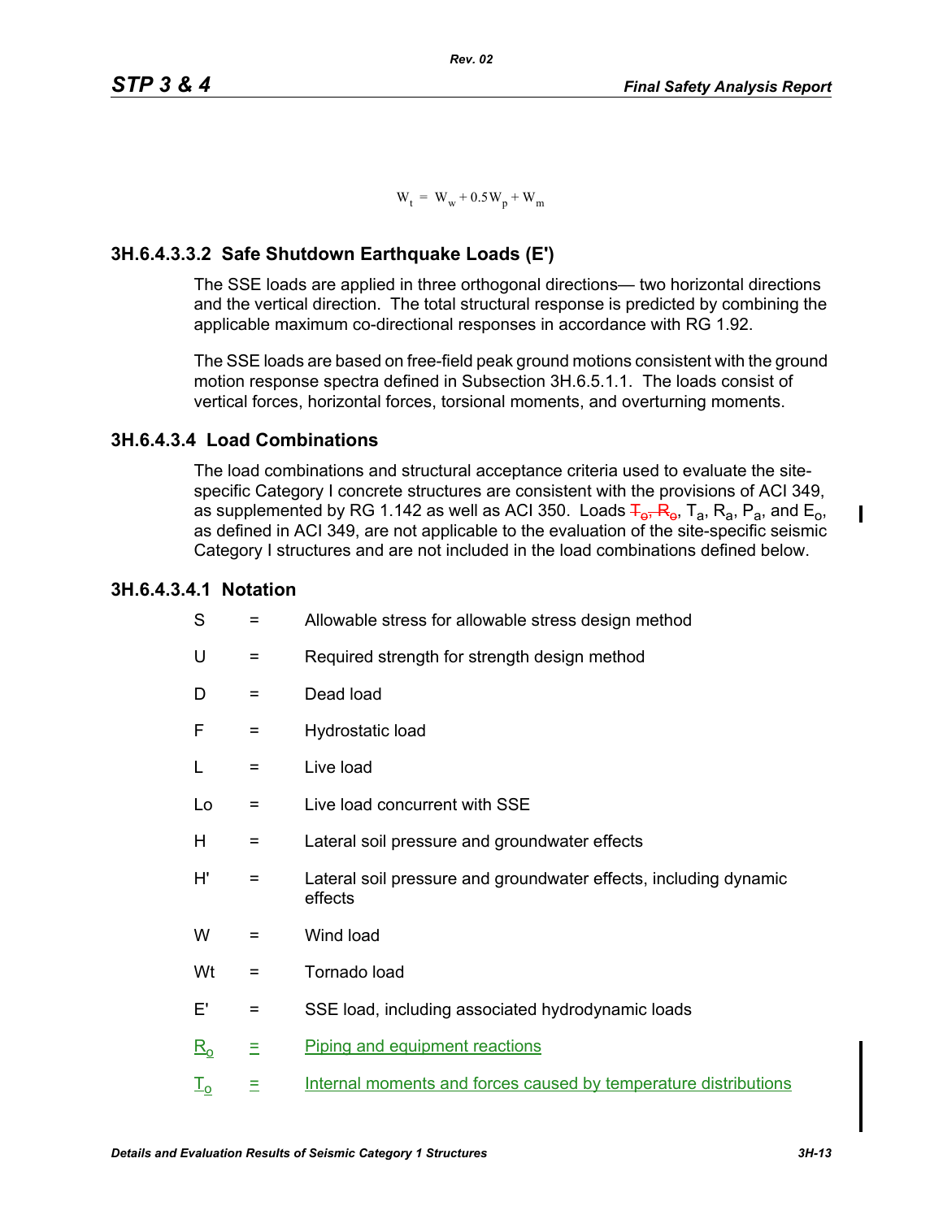$$W_t = W_w + 0.5W_p + W_m$$

### 3H.6.4.3.3.2 Safe Shutdown Earthquake Loads (E')

The SSE loads are applied in three orthogonal directions— two horizontal directions and the vertical direction. The total structural response is predicted by combining the applicable maximum co-directional responses in accordance with RG 1.92.

The SSE loads are based on free-field peak ground motions consistent with the ground motion response spectra defined in Subsection 3H.6.5.1.1. The loads consist of vertical forces, horizontal forces, torsional moments, and overturning moments.

### 3H.6.4.3.4 Load Combinations

The load combinations and structural acceptance criteria used to evaluate the site-specific Category I concrete structures are consistent with the provisions of ACI 349, as supplemented by RG 1.142 as well as ACI 350. Loads ~~$T_o$, $R_o$~~, $T_a$, $R_a$, $P_a$, and $E_o$, as defined in ACI 349, are not applicable to the evaluation of the site-specific seismic Category I structures and are not included in the load combinations defined below.

### 3H.6.4.3.4.1 Notation

| | | |
|---|---|---|
| S | = | Allowable stress for allowable stress design method |
| U | = | Required strength for strength design method |
| D | = | Dead load |
| F | = | Hydrostatic load |
| L | = | Live load |
| Lo | = | Live load concurrent with SSE |
| H | = | Lateral soil pressure and groundwater effects |
| H' | = | Lateral soil pressure and groundwater effects, including dynamic effects |
| W | = | Wind load |
| Wt | = | Tornado load |
| E' | = | SSE load, including associated hydrodynamic loads |
| $R_o$ | = | Piping and equipment reactions |
| $T_o$ | = | Internal moments and forces caused by temperature distributions |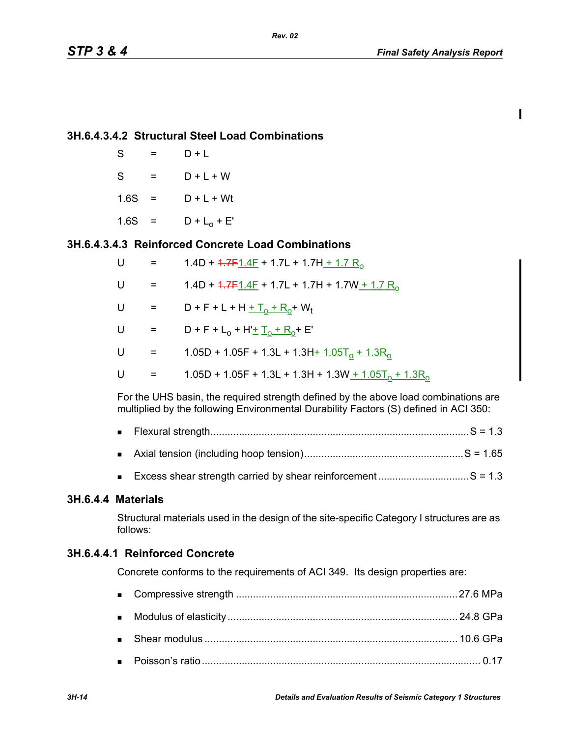### 3H.6.4.3.4.2 Structural Steel Load Combinations

S = D + L

S = D + L + W

1.6S = D + L + Wt

1.6S = D + $L_o$ + E'

### 3H.6.4.3.4.3 Reinforced Concrete Load Combinations

U = 1.4D + ~~1.7F~~1.4F + 1.7L + 1.7H + 1.7 $R_o$

U = 1.4D + ~~1.7F~~1.4F + 1.7L + 1.7H + 1.7W + 1.7 $R_o$

U = D + F + L + H + $T_o$ + $R_o$ + $W_t$

U = D + F + $L_o$ + H' + $T_o$ + $R_o$ + E'

U = 1.05D + 1.05F + 1.3L + 1.3H + 1.05$T_o$ + 1.3$R_o$

U = 1.05D + 1.05F + 1.3L + 1.3H + 1.3W + 1.05$T_o$ + 1.3$R_o$

For the UHS basin, the required strength defined by the above load combinations are multiplied by the following Environmental Durability Factors (S) defined in ACI 350:

- Flexural strength....................................................S = 1.3
- Axial tension (including hoop tension)....................S = 1.65
- Excess shear strength carried by shear reinforcement..........S = 1.3

## 3H.6.4.4 Materials

Structural materials used in the design of the site-specific Category I structures are as follows:

### 3H.6.4.4.1 Reinforced Concrete

Concrete conforms to the requirements of ACI 349. Its design properties are:

- Compressive strength ....................................27.6 MPa
- Modulus of elasticity.....................................24.8 GPa
- Shear modulus ............................................10.6 GPa
- Poisson's ratio...............................................0.17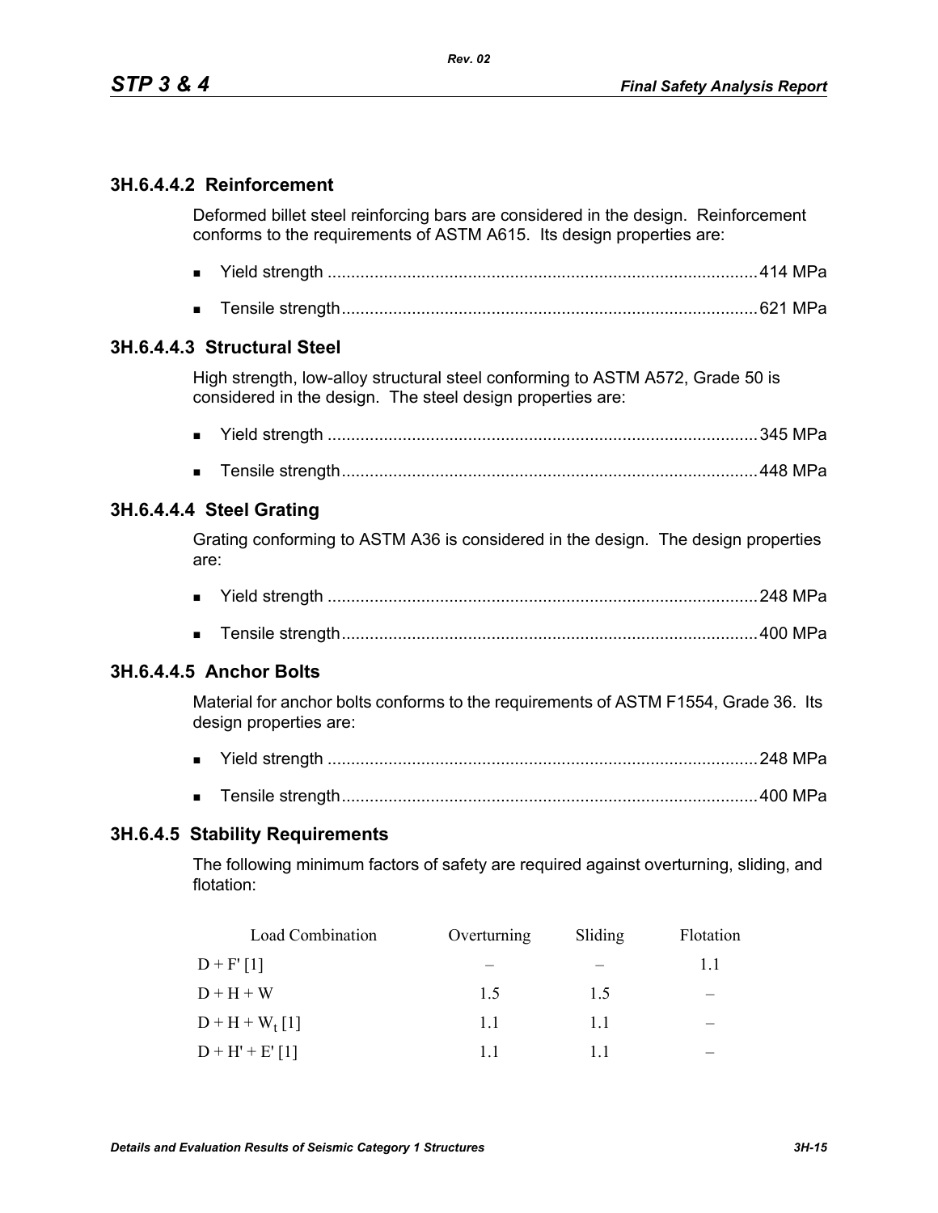#### 3H.6.4.4.2 Reinforcement

Deformed billet steel reinforcing bars are considered in the design. Reinforcement conforms to the requirements of ASTM A615. Its design properties are:

- Yield strength ............................................................................................414 MPa
- Tensile strength.........................................................................................621 MPa

#### 3H.6.4.4.3 Structural Steel

High strength, low-alloy structural steel conforming to ASTM A572, Grade 50 is considered in the design. The steel design properties are:

- Yield strength ............................................................................................345 MPa
- Tensile strength.........................................................................................448 MPa

#### 3H.6.4.4.4 Steel Grating

Grating conforming to ASTM A36 is considered in the design. The design properties are:

- Yield strength ............................................................................................248 MPa
- Tensile strength.........................................................................................400 MPa

#### 3H.6.4.4.5 Anchor Bolts

Material for anchor bolts conforms to the requirements of ASTM F1554, Grade 36. Its design properties are:

- Yield strength ............................................................................................248 MPa
- Tensile strength.........................................................................................400 MPa

### 3H.6.4.5 Stability Requirements

The following minimum factors of safety are required against overturning, sliding, and flotation:

| Load Combination | Overturning | Sliding | Flotation |
|---|---|---|---|
| D + F' [1] | – | – | 1.1 |
| D + H + W | 1.5 | 1.5 | – |
| D + H + $W_t$ [1] | 1.1 | 1.1 | – |
| D + H' + E' [1] | 1.1 | 1.1 | – |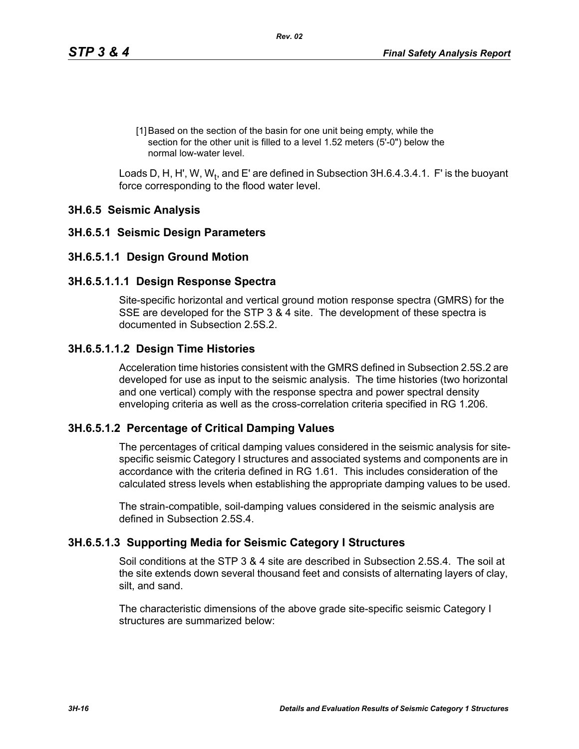[1] Based on the section of the basin for one unit being empty, while the section for the other unit is filled to a level 1.52 meters (5'-0") below the normal low-water level.

Loads D, H, H', W, $W_t$, and E' are defined in Subsection 3H.6.4.3.4.1. F' is the buoyant force corresponding to the flood water level.

## 3H.6.5 Seismic Analysis

### 3H.6.5.1 Seismic Design Parameters

### 3H.6.5.1.1 Design Ground Motion

#### 3H.6.5.1.1.1 Design Response Spectra

Site-specific horizontal and vertical ground motion response spectra (GMRS) for the SSE are developed for the STP 3 & 4 site. The development of these spectra is documented in Subsection 2.5S.2.

#### 3H.6.5.1.1.2 Design Time Histories

Acceleration time histories consistent with the GMRS defined in Subsection 2.5S.2 are developed for use as input to the seismic analysis. The time histories (two horizontal and one vertical) comply with the response spectra and power spectral density enveloping criteria as well as the cross-correlation criteria specified in RG 1.206.

### 3H.6.5.1.2 Percentage of Critical Damping Values

The percentages of critical damping values considered in the seismic analysis for site-specific seismic Category I structures and associated systems and components are in accordance with the criteria defined in RG 1.61. This includes consideration of the calculated stress levels when establishing the appropriate damping values to be used.

The strain-compatible, soil-damping values considered in the seismic analysis are defined in Subsection 2.5S.4.

### 3H.6.5.1.3 Supporting Media for Seismic Category I Structures

Soil conditions at the STP 3 & 4 site are described in Subsection 2.5S.4. The soil at the site extends down several thousand feet and consists of alternating layers of clay, silt, and sand.

The characteristic dimensions of the above grade site-specific seismic Category I structures are summarized below: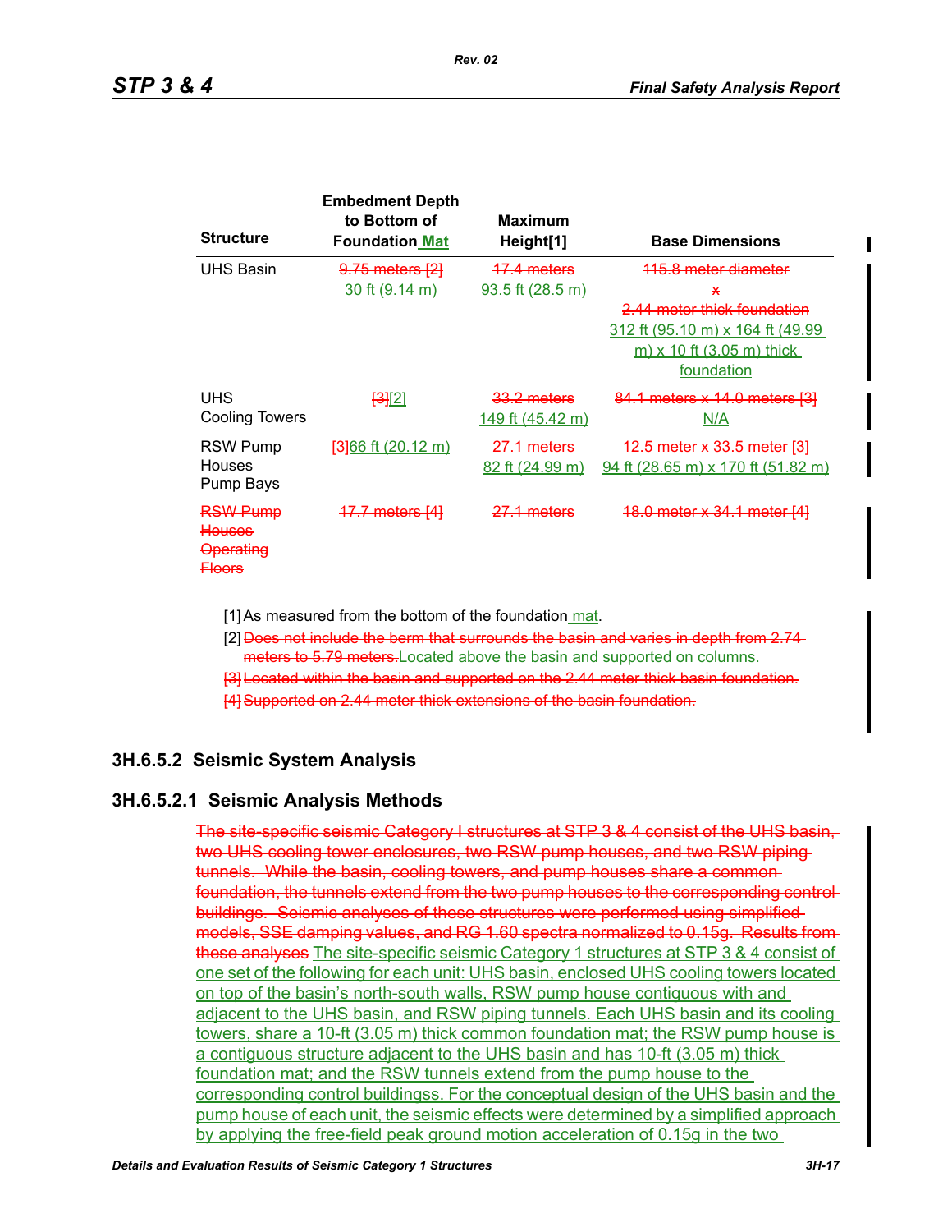| Structure | Embedment Depth to Bottom of Foundation Mat | Maximum Height[1] | Base Dimensions |
|---|---|---|---|
| UHS Basin | ~~9.75 meters [2]~~ 30 ft (9.14 m) | ~~17.4 meters~~ 93.5 ft (28.5 m) | ~~115.8 meter diameter x 2.44 meter thick foundation~~ 312 ft (95.10 m) x 164 ft (49.99 m) x 10 ft (3.05 m) thick foundation |
| UHS Cooling Towers | ~~[3]~~[2] | ~~33.2 meters~~ 149 ft (45.42 m) | ~~84.1 meters x 14.0 meters [3]~~ N/A |
| RSW Pump Houses Pump Bays | ~~[3]~~66 ft (20.12 m) | ~~27.1 meters~~ 82 ft (24.99 m) | ~~12.5 meter x 33.5 meter [3]~~ 94 ft (28.65 m) x 170 ft (51.82 m) |
| ~~RSW Pump Houses Operating Floors~~ | ~~17.7 meters [4]~~ | ~~27.1 meters~~ | ~~18.0 meter x 34.1 meter [4]~~ |

[1] As measured from the bottom of the foundation mat.

[2] ~~Does not include the berm that surrounds the basin and varies in depth from 2.74 meters to 5.79 meters.~~Located above the basin and supported on columns.

~~[3] Located within the basin and supported on the 2.44 meter thick basin foundation.~~

~~[4] Supported on 2.44 meter thick extensions of the basin foundation.~~

### 3H.6.5.2 Seismic System Analysis

#### 3H.6.5.2.1 Seismic Analysis Methods

~~The site-specific seismic Category I structures at STP 3 & 4 consist of the UHS basin, two UHS cooling tower enclosures, two RSW pump houses, and two RSW piping tunnels. While the basin, cooling towers, and pump houses share a common foundation, the tunnels extend from the two pump houses to the corresponding control buildings. Seismic analyses of these structures were performed using simplified models, SSE damping values, and RG 1.60 spectra normalized to 0.15g. Results from these analyses~~ The site-specific seismic Category 1 structures at STP 3 & 4 consist of one set of the following for each unit: UHS basin, enclosed UHS cooling towers located on top of the basin's north-south walls, RSW pump house contiguous with and adjacent to the UHS basin, and RSW piping tunnels. Each UHS basin and its cooling towers, share a 10-ft (3.05 m) thick common foundation mat; the RSW pump house is a contiguous structure adjacent to the UHS basin and has 10-ft (3.05 m) thick foundation mat; and the RSW tunnels extend from the pump house to the corresponding control buildingss. For the conceptual design of the UHS basin and the pump house of each unit, the seismic effects were determined by a simplified approach by applying the free-field peak ground motion acceleration of 0.15g in the two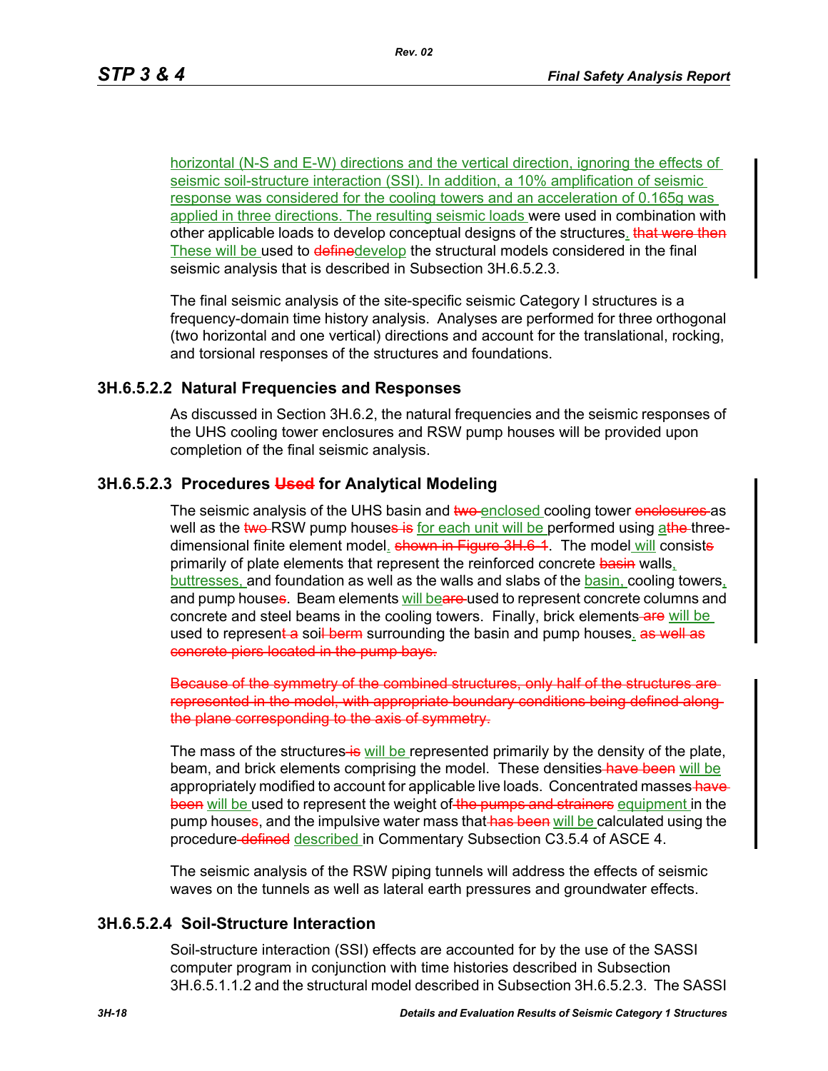horizontal (N-S and E-W) directions and the vertical direction, ignoring the effects of seismic soil-structure interaction (SSI). In addition, a 10% amplification of seismic response was considered for the cooling towers and an acceleration of 0.165g was applied in three directions. The resulting seismic loads were used in combination with other applicable loads to develop conceptual designs of the structures. ~~that were then~~ These will be used to ~~define~~ develop the structural models considered in the final seismic analysis that is described in Subsection 3H.6.5.2.3.

The final seismic analysis of the site-specific seismic Category I structures is a frequency-domain time history analysis. Analyses are performed for three orthogonal (two horizontal and one vertical) directions and account for the translational, rocking, and torsional responses of the structures and foundations.

### 3H.6.5.2.2 Natural Frequencies and Responses

As discussed in Section 3H.6.2, the natural frequencies and the seismic responses of the UHS cooling tower enclosures and RSW pump houses will be provided upon completion of the final seismic analysis.

### 3H.6.5.2.3 Procedures ~~Used~~ for Analytical Modeling

The seismic analysis of the UHS basin and ~~two~~ enclosed cooling tower ~~enclosures~~ as well as the ~~two~~ RSW pump house~~s is~~ for each unit will be performed using a ~~the~~ three-dimensional finite element model. ~~shown in Figure 3H.6-1~~. The model will consist~~s~~ primarily of plate elements that represent the reinforced concrete ~~basin~~ walls, buttresses, and foundation as well as the walls and slabs of the basin, cooling towers, and pump house~~s~~. Beam elements will be ~~are~~ used to represent concrete columns and concrete and steel beams in the cooling towers. Finally, brick elements ~~are~~ will be used to represent ~~a~~ soil ~~berm~~ surrounding the basin and pump houses. ~~as well as concrete piers located in the pump bays.~~

~~Because of the symmetry of the combined structures, only half of the structures are represented in the model, with appropriate boundary conditions being defined along the plane corresponding to the axis of symmetry.~~

The mass of the structures ~~is~~ will be represented primarily by the density of the plate, beam, and brick elements comprising the model. These densities ~~have been~~ will be appropriately modified to account for applicable live loads. Concentrated masses ~~have been~~ will be used to represent the weight of ~~the pumps and strainers~~ equipment in the pump house~~s~~, and the impulsive water mass that ~~has been~~ will be calculated using the procedure ~~defined~~ described in Commentary Subsection C3.5.4 of ASCE 4.

The seismic analysis of the RSW piping tunnels will address the effects of seismic waves on the tunnels as well as lateral earth pressures and groundwater effects.

### 3H.6.5.2.4 Soil-Structure Interaction

Soil-structure interaction (SSI) effects are accounted for by the use of the SASSI computer program in conjunction with time histories described in Subsection 3H.6.5.1.1.2 and the structural model described in Subsection 3H.6.5.2.3. The SASSI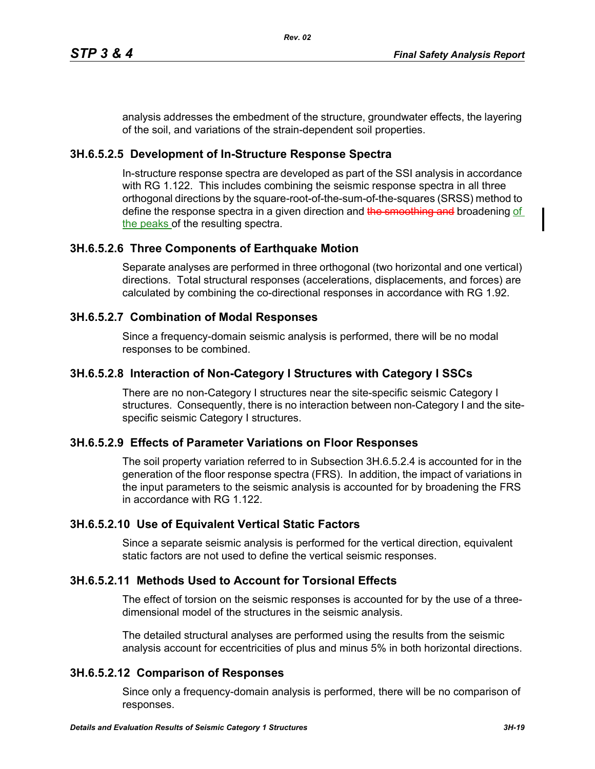analysis addresses the embedment of the structure, groundwater effects, the layering of the soil, and variations of the strain-dependent soil properties.

### 3H.6.5.2.5 Development of In-Structure Response Spectra

In-structure response spectra are developed as part of the SSI analysis in accordance with RG 1.122. This includes combining the seismic response spectra in all three orthogonal directions by the square-root-of-the-sum-of-the-squares (SRSS) method to define the response spectra in a given direction and ~~the smoothing and~~ broadening of the peaks of the resulting spectra.

### 3H.6.5.2.6 Three Components of Earthquake Motion

Separate analyses are performed in three orthogonal (two horizontal and one vertical) directions. Total structural responses (accelerations, displacements, and forces) are calculated by combining the co-directional responses in accordance with RG 1.92.

### 3H.6.5.2.7 Combination of Modal Responses

Since a frequency-domain seismic analysis is performed, there will be no modal responses to be combined.

### 3H.6.5.2.8 Interaction of Non-Category I Structures with Category I SSCs

There are no non-Category I structures near the site-specific seismic Category I structures. Consequently, there is no interaction between non-Category I and the site-specific seismic Category I structures.

### 3H.6.5.2.9 Effects of Parameter Variations on Floor Responses

The soil property variation referred to in Subsection 3H.6.5.2.4 is accounted for in the generation of the floor response spectra (FRS). In addition, the impact of variations in the input parameters to the seismic analysis is accounted for by broadening the FRS in accordance with RG 1.122.

### 3H.6.5.2.10 Use of Equivalent Vertical Static Factors

Since a separate seismic analysis is performed for the vertical direction, equivalent static factors are not used to define the vertical seismic responses.

### 3H.6.5.2.11 Methods Used to Account for Torsional Effects

The effect of torsion on the seismic responses is accounted for by the use of a three-dimensional model of the structures in the seismic analysis.

The detailed structural analyses are performed using the results from the seismic analysis account for eccentricities of plus and minus 5% in both horizontal directions.

### 3H.6.5.2.12 Comparison of Responses

Since only a frequency-domain analysis is performed, there will be no comparison of responses.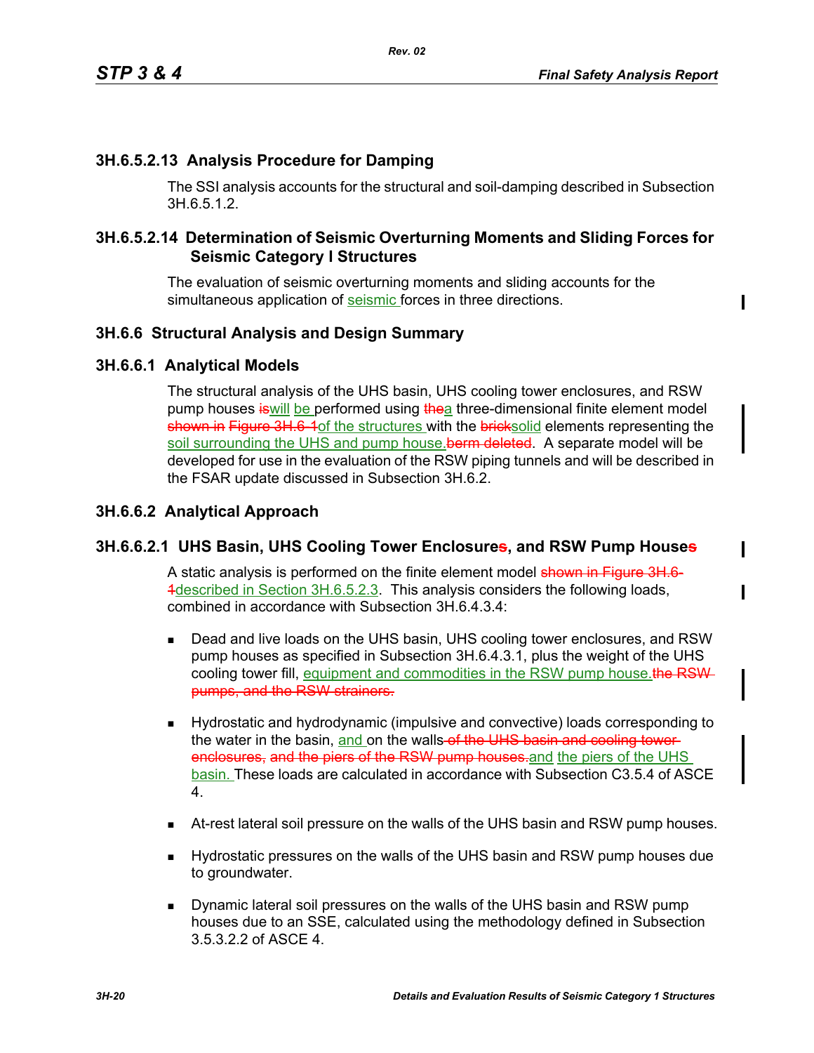### 3H.6.5.2.13 Analysis Procedure for Damping

The SSI analysis accounts for the structural and soil-damping described in Subsection 3H.6.5.1.2.

### 3H.6.5.2.14 Determination of Seismic Overturning Moments and Sliding Forces for Seismic Category I Structures

The evaluation of seismic overturning moments and sliding accounts for the simultaneous application of seismic forces in three directions.

## 3H.6.6 Structural Analysis and Design Summary

### 3H.6.6.1 Analytical Models

The structural analysis of the UHS basin, UHS cooling tower enclosures, and RSW pump houses ~~is~~will be performed using ~~the~~a three-dimensional finite element model ~~shown in Figure 3H.6-1~~of the structures with the ~~brick~~solid elements representing the soil surrounding the UHS and pump house.~~berm deleted~~. A separate model will be developed for use in the evaluation of the RSW piping tunnels and will be described in the FSAR update discussed in Subsection 3H.6.2.

### 3H.6.6.2 Analytical Approach

### 3H.6.6.2.1 UHS Basin, UHS Cooling Tower Enclosure~~s~~, and RSW Pump House~~s~~

A static analysis is performed on the finite element model ~~shown in Figure 3H.6-1~~described in Section 3H.6.5.2.3. This analysis considers the following loads, combined in accordance with Subsection 3H.6.4.3.4:

- Dead and live loads on the UHS basin, UHS cooling tower enclosures, and RSW pump houses as specified in Subsection 3H.6.4.3.1, plus the weight of the UHS cooling tower fill, equipment and commodities in the RSW pump house.~~the RSW pumps, and the RSW strainers.~~

- Hydrostatic and hydrodynamic (impulsive and convective) loads corresponding to the water in the basin, and on the walls~~ of the UHS basin and cooling tower enclosures, and the piers of the RSW pump houses.~~and the piers of the UHS basin. These loads are calculated in accordance with Subsection C3.5.4 of ASCE 4.

- At-rest lateral soil pressure on the walls of the UHS basin and RSW pump houses.

- Hydrostatic pressures on the walls of the UHS basin and RSW pump houses due to groundwater.

- Dynamic lateral soil pressures on the walls of the UHS basin and RSW pump houses due to an SSE, calculated using the methodology defined in Subsection 3.5.3.2.2 of ASCE 4.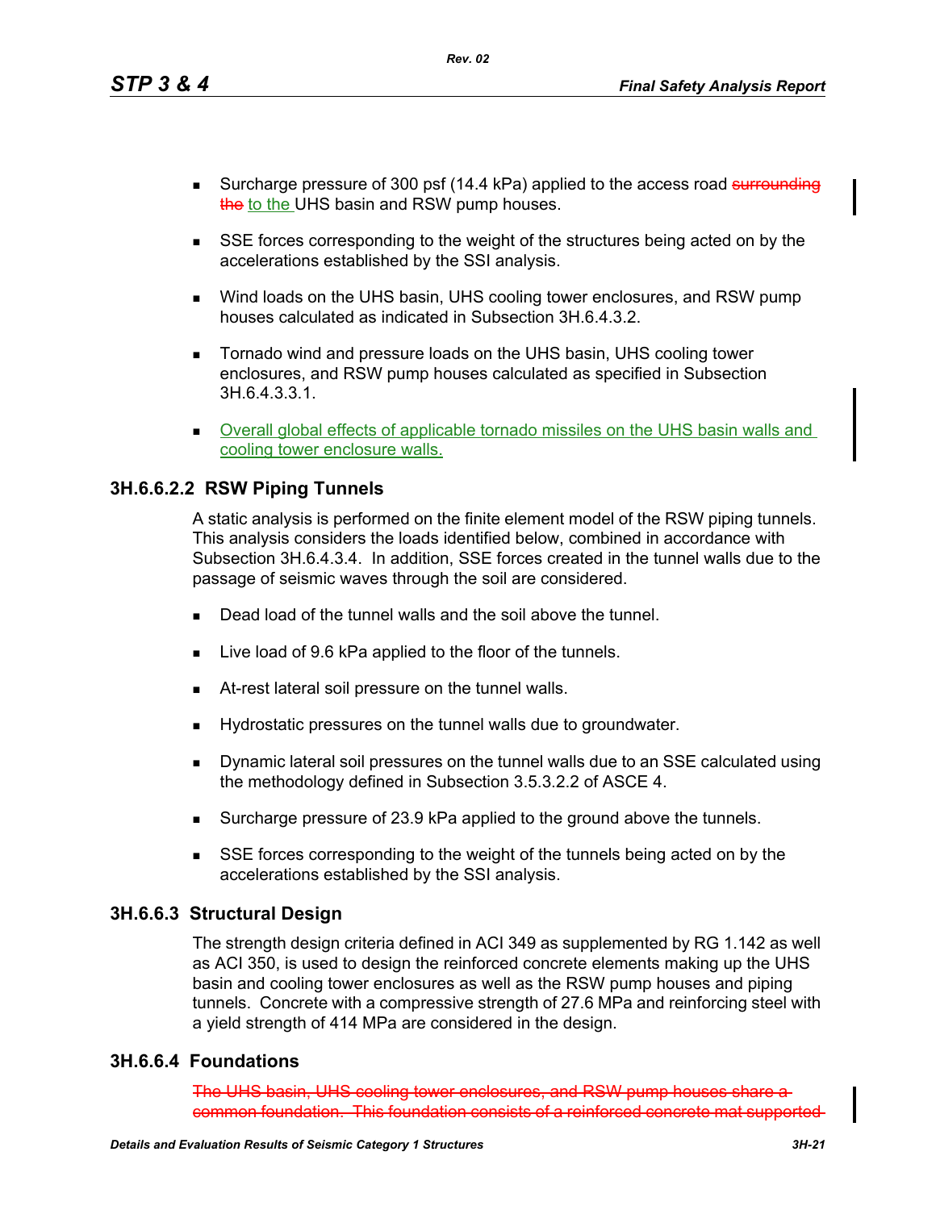- Surcharge pressure of 300 psf (14.4 kPa) applied to the access road ~~surrounding the~~ to the UHS basin and RSW pump houses.
- SSE forces corresponding to the weight of the structures being acted on by the accelerations established by the SSI analysis.
- Wind loads on the UHS basin, UHS cooling tower enclosures, and RSW pump houses calculated as indicated in Subsection 3H.6.4.3.2.
- Tornado wind and pressure loads on the UHS basin, UHS cooling tower enclosures, and RSW pump houses calculated as specified in Subsection 3H.6.4.3.3.1.
- Overall global effects of applicable tornado missiles on the UHS basin walls and cooling tower enclosure walls.

### 3H.6.6.2.2 RSW Piping Tunnels

A static analysis is performed on the finite element model of the RSW piping tunnels. This analysis considers the loads identified below, combined in accordance with Subsection 3H.6.4.3.4. In addition, SSE forces created in the tunnel walls due to the passage of seismic waves through the soil are considered.

- Dead load of the tunnel walls and the soil above the tunnel.
- Live load of 9.6 kPa applied to the floor of the tunnels.
- At-rest lateral soil pressure on the tunnel walls.
- Hydrostatic pressures on the tunnel walls due to groundwater.
- Dynamic lateral soil pressures on the tunnel walls due to an SSE calculated using the methodology defined in Subsection 3.5.3.2.2 of ASCE 4.
- Surcharge pressure of 23.9 kPa applied to the ground above the tunnels.
- SSE forces corresponding to the weight of the tunnels being acted on by the accelerations established by the SSI analysis.

## 3H.6.6.3 Structural Design

The strength design criteria defined in ACI 349 as supplemented by RG 1.142 as well as ACI 350, is used to design the reinforced concrete elements making up the UHS basin and cooling tower enclosures as well as the RSW pump houses and piping tunnels. Concrete with a compressive strength of 27.6 MPa and reinforcing steel with a yield strength of 414 MPa are considered in the design.

## 3H.6.6.4 Foundations

~~The UHS basin, UHS cooling tower enclosures, and RSW pump houses share a common foundation. This foundation consists of a reinforced concrete mat supported~~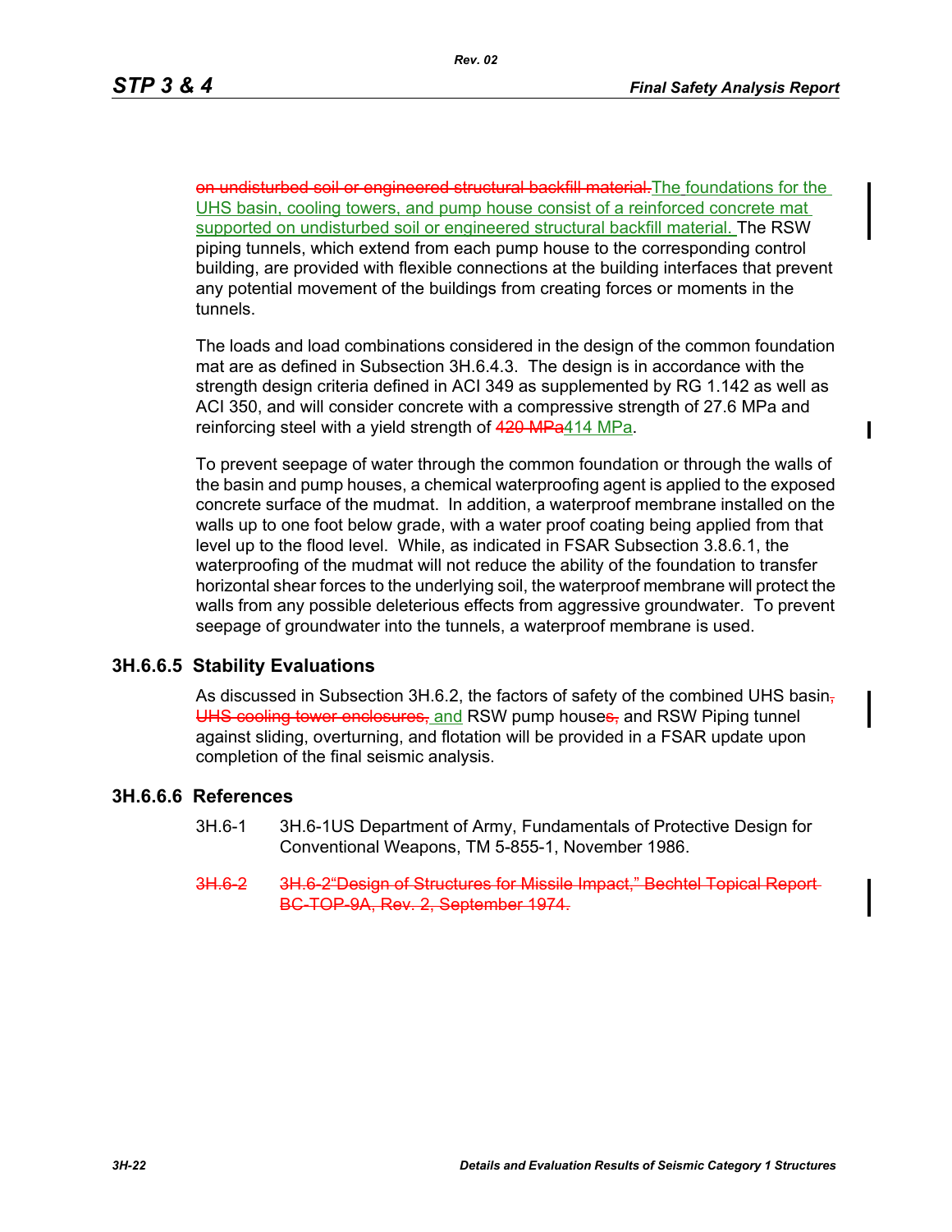~~on undisturbed soil or engineered structural backfill material.~~The foundations for the UHS basin, cooling towers, and pump house consist of a reinforced concrete mat supported on undisturbed soil or engineered structural backfill material. The RSW piping tunnels, which extend from each pump house to the corresponding control building, are provided with flexible connections at the building interfaces that prevent any potential movement of the buildings from creating forces or moments in the tunnels.

The loads and load combinations considered in the design of the common foundation mat are as defined in Subsection 3H.6.4.3. The design is in accordance with the strength design criteria defined in ACI 349 as supplemented by RG 1.142 as well as ACI 350, and will consider concrete with a compressive strength of 27.6 MPa and reinforcing steel with a yield strength of ~~420 MPa~~414 MPa.

To prevent seepage of water through the common foundation or through the walls of the basin and pump houses, a chemical waterproofing agent is applied to the exposed concrete surface of the mudmat. In addition, a waterproof membrane installed on the walls up to one foot below grade, with a water proof coating being applied from that level up to the flood level. While, as indicated in FSAR Subsection 3.8.6.1, the waterproofing of the mudmat will not reduce the ability of the foundation to transfer horizontal shear forces to the underlying soil, the waterproof membrane will protect the walls from any possible deleterious effects from aggressive groundwater. To prevent seepage of groundwater into the tunnels, a waterproof membrane is used.

### 3H.6.6.5 Stability Evaluations

As discussed in Subsection 3H.6.2, the factors of safety of the combined UHS basin~~,~~ ~~UHS cooling tower enclosures,~~ and RSW pump house~~s,~~ and RSW Piping tunnel against sliding, overturning, and flotation will be provided in a FSAR update upon completion of the final seismic analysis.

### 3H.6.6.6 References

3H.6-1 3H.6-1US Department of Army, Fundamentals of Protective Design for Conventional Weapons, TM 5-855-1, November 1986.

~~3H.6-2 3H.6-2"Design of Structures for Missile Impact," Bechtel Topical Report BC-TOP-9A, Rev. 2, September 1974.~~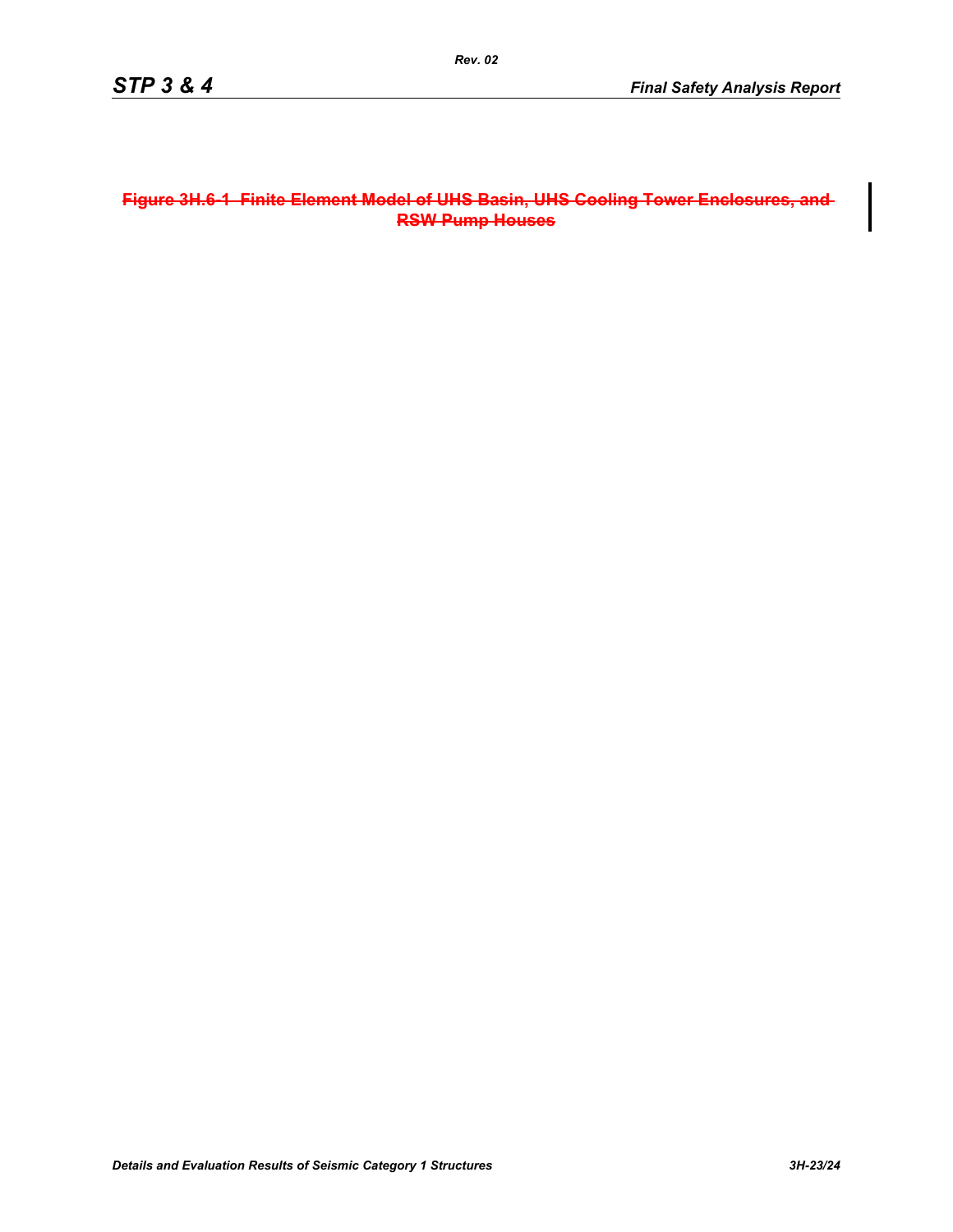~~Figure 3H.6-1 Finite Element Model of UHS Basin, UHS Cooling Tower Enclosures, and RSW Pump Houses~~